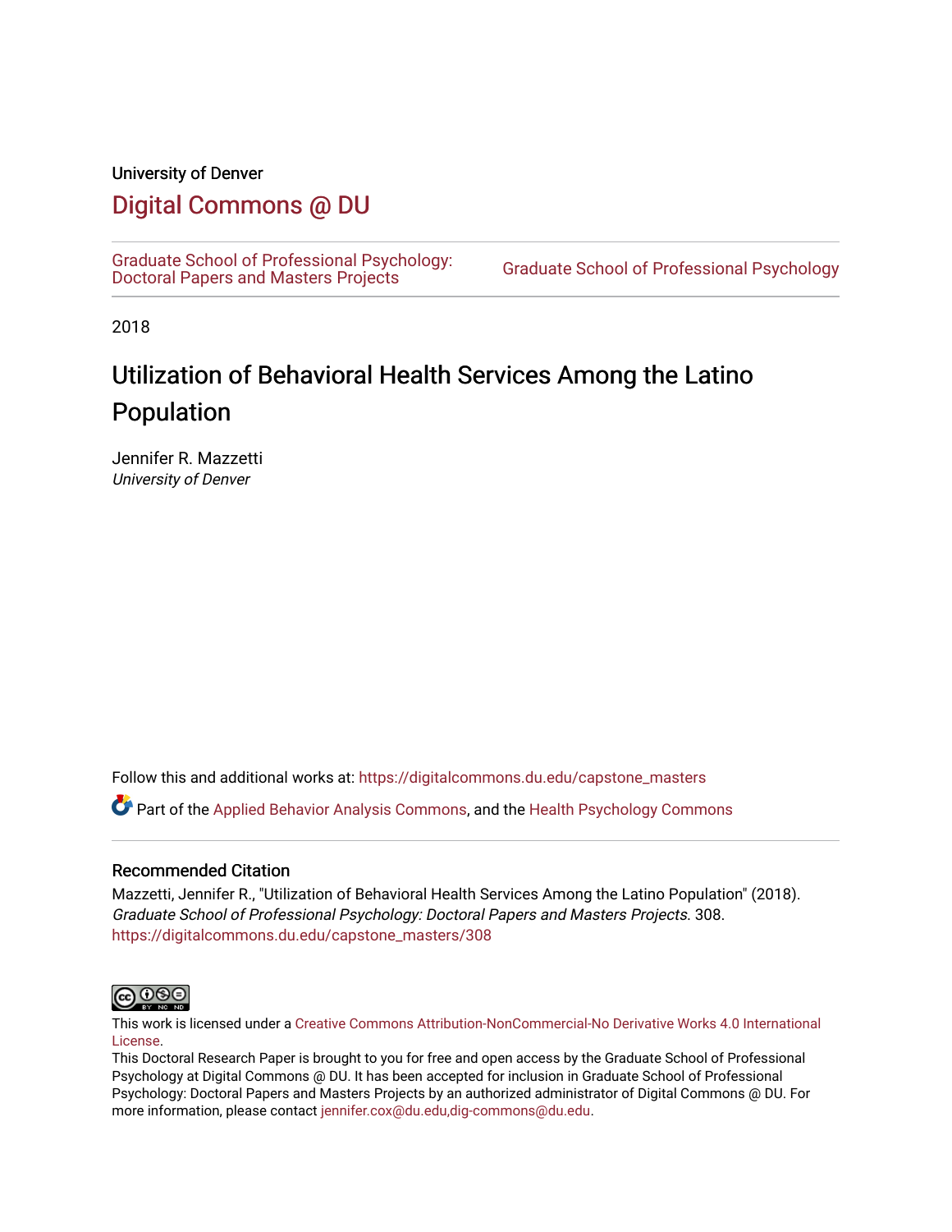University of Denver

# Digital Commons @ DU

Graduate School of Professional Psychology: Doctoral Papers and Masters Projects

Graduate School of Professional Psychology

2018

# Utilization of Behavioral Health Services Among the Latino Population

Jennifer R. Mazzetti
*University of Denver*

Follow this and additional works at: https://digitalcommons.du.edu/capstone_masters

Part of the Applied Behavior Analysis Commons, and the Health Psychology Commons

## Recommended Citation

Mazzetti, Jennifer R., "Utilization of Behavioral Health Services Among the Latino Population" (2018). *Graduate School of Professional Psychology: Doctoral Papers and Masters Projects*. 308.
https://digitalcommons.du.edu/capstone_masters/308

This work is licensed under a Creative Commons Attribution-NonCommercial-No Derivative Works 4.0 International License.

This Doctoral Research Paper is brought to you for free and open access by the Graduate School of Professional Psychology at Digital Commons @ DU. It has been accepted for inclusion in Graduate School of Professional Psychology: Doctoral Papers and Masters Projects by an authorized administrator of Digital Commons @ DU. For more information, please contact jennifer.cox@du.edu,dig-commons@du.edu.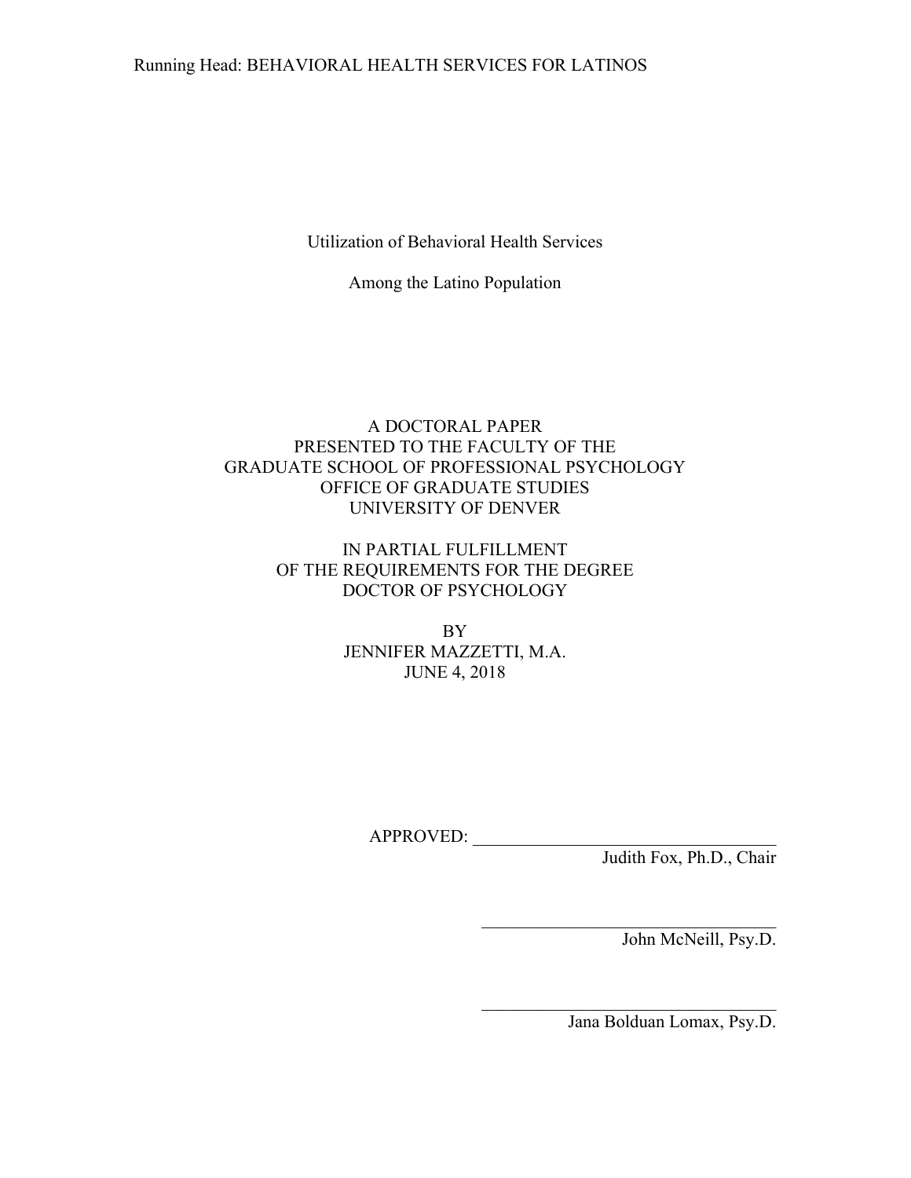# Utilization of Behavioral Health Services

# Among the Latino Population

A DOCTORAL PAPER
PRESENTED TO THE FACULTY OF THE
GRADUATE SCHOOL OF PROFESSIONAL PSYCHOLOGY
OFFICE OF GRADUATE STUDIES
UNIVERSITY OF DENVER

IN PARTIAL FULFILLMENT
OF THE REQUIREMENTS FOR THE DEGREE
DOCTOR OF PSYCHOLOGY

BY
JENNIFER MAZZETTI, M.A.
JUNE 4, 2018

APPROVED: ______________________________
Judith Fox, Ph.D., Chair

______________________________
John McNeill, Psy.D.

______________________________
Jana Bolduan Lomax, Psy.D.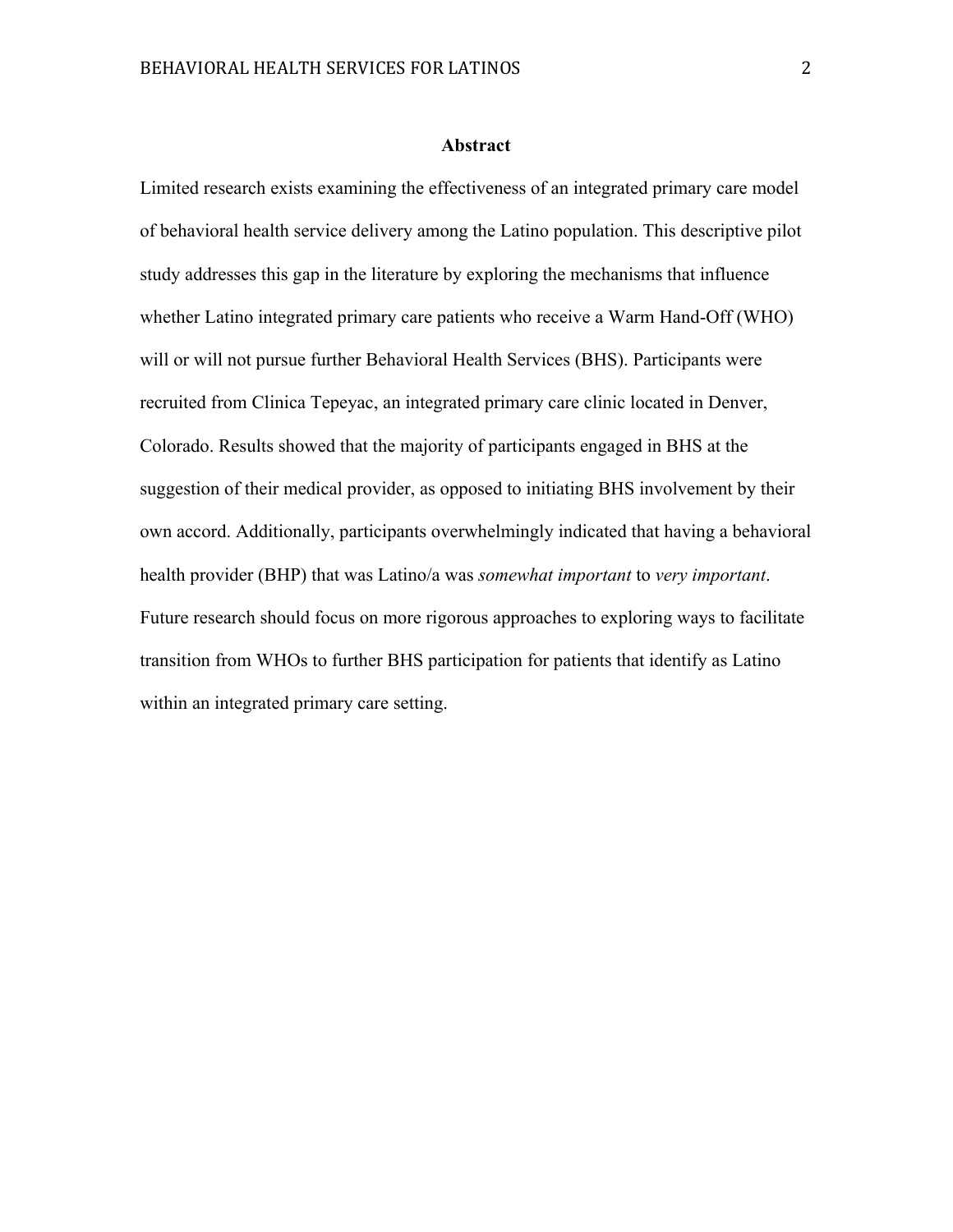# Abstract

Limited research exists examining the effectiveness of an integrated primary care model of behavioral health service delivery among the Latino population. This descriptive pilot study addresses this gap in the literature by exploring the mechanisms that influence whether Latino integrated primary care patients who receive a Warm Hand-Off (WHO) will or will not pursue further Behavioral Health Services (BHS). Participants were recruited from Clinica Tepeyac, an integrated primary care clinic located in Denver, Colorado. Results showed that the majority of participants engaged in BHS at the suggestion of their medical provider, as opposed to initiating BHS involvement by their own accord. Additionally, participants overwhelmingly indicated that having a behavioral health provider (BHP) that was Latino/a was *somewhat important* to *very important*. Future research should focus on more rigorous approaches to exploring ways to facilitate transition from WHOs to further BHS participation for patients that identify as Latino within an integrated primary care setting.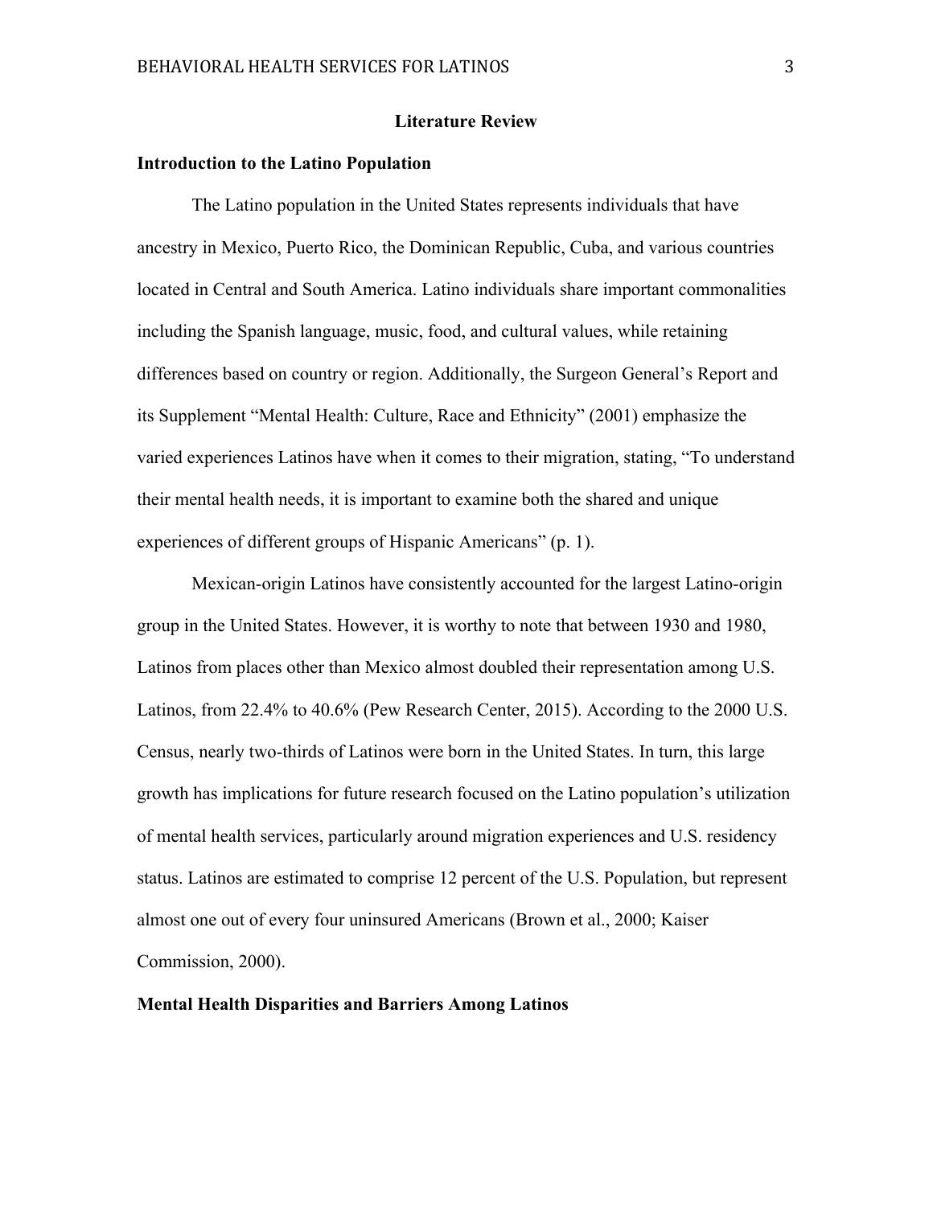## Literature Review

### Introduction to the Latino Population

The Latino population in the United States represents individuals that have ancestry in Mexico, Puerto Rico, the Dominican Republic, Cuba, and various countries located in Central and South America. Latino individuals share important commonalities including the Spanish language, music, food, and cultural values, while retaining differences based on country or region. Additionally, the Surgeon General's Report and its Supplement "Mental Health: Culture, Race and Ethnicity" (2001) emphasize the varied experiences Latinos have when it comes to their migration, stating, "To understand their mental health needs, it is important to examine both the shared and unique experiences of different groups of Hispanic Americans" (p. 1).

Mexican-origin Latinos have consistently accounted for the largest Latino-origin group in the United States. However, it is worthy to note that between 1930 and 1980, Latinos from places other than Mexico almost doubled their representation among U.S. Latinos, from 22.4% to 40.6% (Pew Research Center, 2015). According to the 2000 U.S. Census, nearly two-thirds of Latinos were born in the United States. In turn, this large growth has implications for future research focused on the Latino population's utilization of mental health services, particularly around migration experiences and U.S. residency status. Latinos are estimated to comprise 12 percent of the U.S. Population, but represent almost one out of every four uninsured Americans (Brown et al., 2000; Kaiser Commission, 2000).

### Mental Health Disparities and Barriers Among Latinos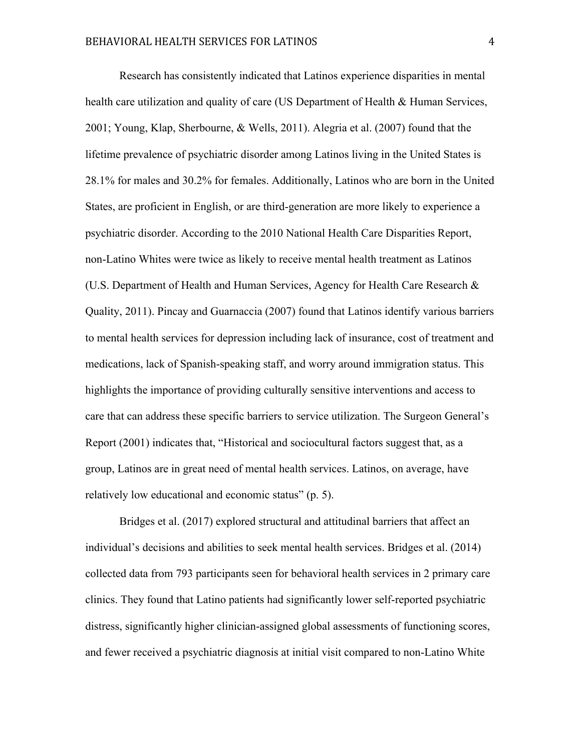Research has consistently indicated that Latinos experience disparities in mental health care utilization and quality of care (US Department of Health & Human Services, 2001; Young, Klap, Sherbourne, & Wells, 2011). Alegria et al. (2007) found that the lifetime prevalence of psychiatric disorder among Latinos living in the United States is 28.1% for males and 30.2% for females. Additionally, Latinos who are born in the United States, are proficient in English, or are third-generation are more likely to experience a psychiatric disorder. According to the 2010 National Health Care Disparities Report, non-Latino Whites were twice as likely to receive mental health treatment as Latinos (U.S. Department of Health and Human Services, Agency for Health Care Research & Quality, 2011). Pincay and Guarnaccia (2007) found that Latinos identify various barriers to mental health services for depression including lack of insurance, cost of treatment and medications, lack of Spanish-speaking staff, and worry around immigration status. This highlights the importance of providing culturally sensitive interventions and access to care that can address these specific barriers to service utilization. The Surgeon General's Report (2001) indicates that, "Historical and sociocultural factors suggest that, as a group, Latinos are in great need of mental health services. Latinos, on average, have relatively low educational and economic status" (p. 5).

Bridges et al. (2017) explored structural and attitudinal barriers that affect an individual's decisions and abilities to seek mental health services. Bridges et al. (2014) collected data from 793 participants seen for behavioral health services in 2 primary care clinics. They found that Latino patients had significantly lower self-reported psychiatric distress, significantly higher clinician-assigned global assessments of functioning scores, and fewer received a psychiatric diagnosis at initial visit compared to non-Latino White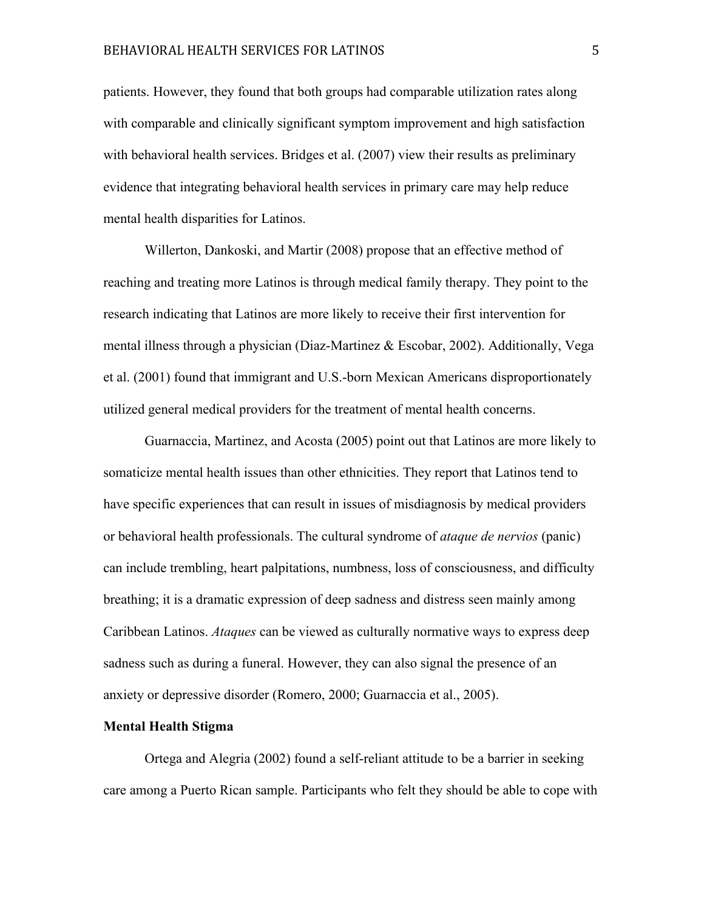patients. However, they found that both groups had comparable utilization rates along with comparable and clinically significant symptom improvement and high satisfaction with behavioral health services. Bridges et al. (2007) view their results as preliminary evidence that integrating behavioral health services in primary care may help reduce mental health disparities for Latinos.

Willerton, Dankoski, and Martir (2008) propose that an effective method of reaching and treating more Latinos is through medical family therapy. They point to the research indicating that Latinos are more likely to receive their first intervention for mental illness through a physician (Diaz-Martinez & Escobar, 2002). Additionally, Vega et al. (2001) found that immigrant and U.S.-born Mexican Americans disproportionately utilized general medical providers for the treatment of mental health concerns.

Guarnaccia, Martinez, and Acosta (2005) point out that Latinos are more likely to somaticize mental health issues than other ethnicities. They report that Latinos tend to have specific experiences that can result in issues of misdiagnosis by medical providers or behavioral health professionals. The cultural syndrome of *ataque de nervios* (panic) can include trembling, heart palpitations, numbness, loss of consciousness, and difficulty breathing; it is a dramatic expression of deep sadness and distress seen mainly among Caribbean Latinos. *Ataques* can be viewed as culturally normative ways to express deep sadness such as during a funeral. However, they can also signal the presence of an anxiety or depressive disorder (Romero, 2000; Guarnaccia et al., 2005).

**Mental Health Stigma**

Ortega and Alegria (2002) found a self-reliant attitude to be a barrier in seeking care among a Puerto Rican sample. Participants who felt they should be able to cope with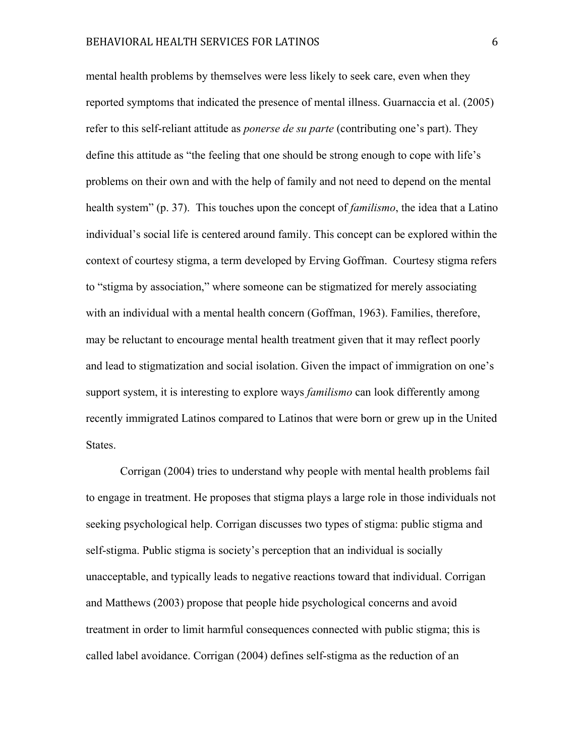mental health problems by themselves were less likely to seek care, even when they reported symptoms that indicated the presence of mental illness. Guarnaccia et al. (2005) refer to this self-reliant attitude as *ponerse de su parte* (contributing one's part). They define this attitude as "the feeling that one should be strong enough to cope with life's problems on their own and with the help of family and not need to depend on the mental health system" (p. 37). This touches upon the concept of *familismo*, the idea that a Latino individual's social life is centered around family. This concept can be explored within the context of courtesy stigma, a term developed by Erving Goffman. Courtesy stigma refers to "stigma by association," where someone can be stigmatized for merely associating with an individual with a mental health concern (Goffman, 1963). Families, therefore, may be reluctant to encourage mental health treatment given that it may reflect poorly and lead to stigmatization and social isolation. Given the impact of immigration on one's support system, it is interesting to explore ways *familismo* can look differently among recently immigrated Latinos compared to Latinos that were born or grew up in the United States.

Corrigan (2004) tries to understand why people with mental health problems fail to engage in treatment. He proposes that stigma plays a large role in those individuals not seeking psychological help. Corrigan discusses two types of stigma: public stigma and self-stigma. Public stigma is society's perception that an individual is socially unacceptable, and typically leads to negative reactions toward that individual. Corrigan and Matthews (2003) propose that people hide psychological concerns and avoid treatment in order to limit harmful consequences connected with public stigma; this is called label avoidance. Corrigan (2004) defines self-stigma as the reduction of an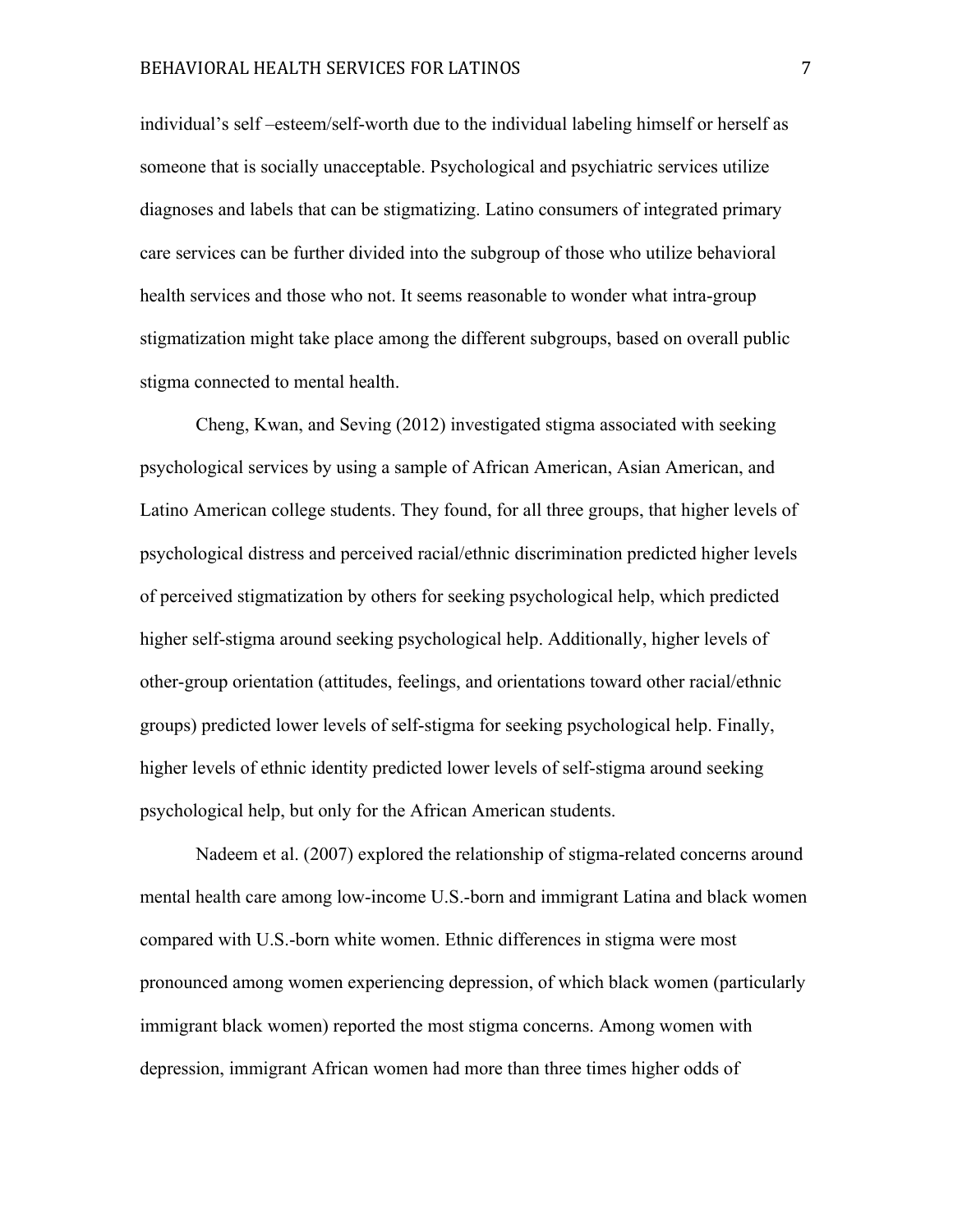individual's self –esteem/self-worth due to the individual labeling himself or herself as someone that is socially unacceptable. Psychological and psychiatric services utilize diagnoses and labels that can be stigmatizing. Latino consumers of integrated primary care services can be further divided into the subgroup of those who utilize behavioral health services and those who not. It seems reasonable to wonder what intra-group stigmatization might take place among the different subgroups, based on overall public stigma connected to mental health.

Cheng, Kwan, and Seving (2012) investigated stigma associated with seeking psychological services by using a sample of African American, Asian American, and Latino American college students. They found, for all three groups, that higher levels of psychological distress and perceived racial/ethnic discrimination predicted higher levels of perceived stigmatization by others for seeking psychological help, which predicted higher self-stigma around seeking psychological help. Additionally, higher levels of other-group orientation (attitudes, feelings, and orientations toward other racial/ethnic groups) predicted lower levels of self-stigma for seeking psychological help. Finally, higher levels of ethnic identity predicted lower levels of self-stigma around seeking psychological help, but only for the African American students.

Nadeem et al. (2007) explored the relationship of stigma-related concerns around mental health care among low-income U.S.-born and immigrant Latina and black women compared with U.S.-born white women. Ethnic differences in stigma were most pronounced among women experiencing depression, of which black women (particularly immigrant black women) reported the most stigma concerns. Among women with depression, immigrant African women had more than three times higher odds of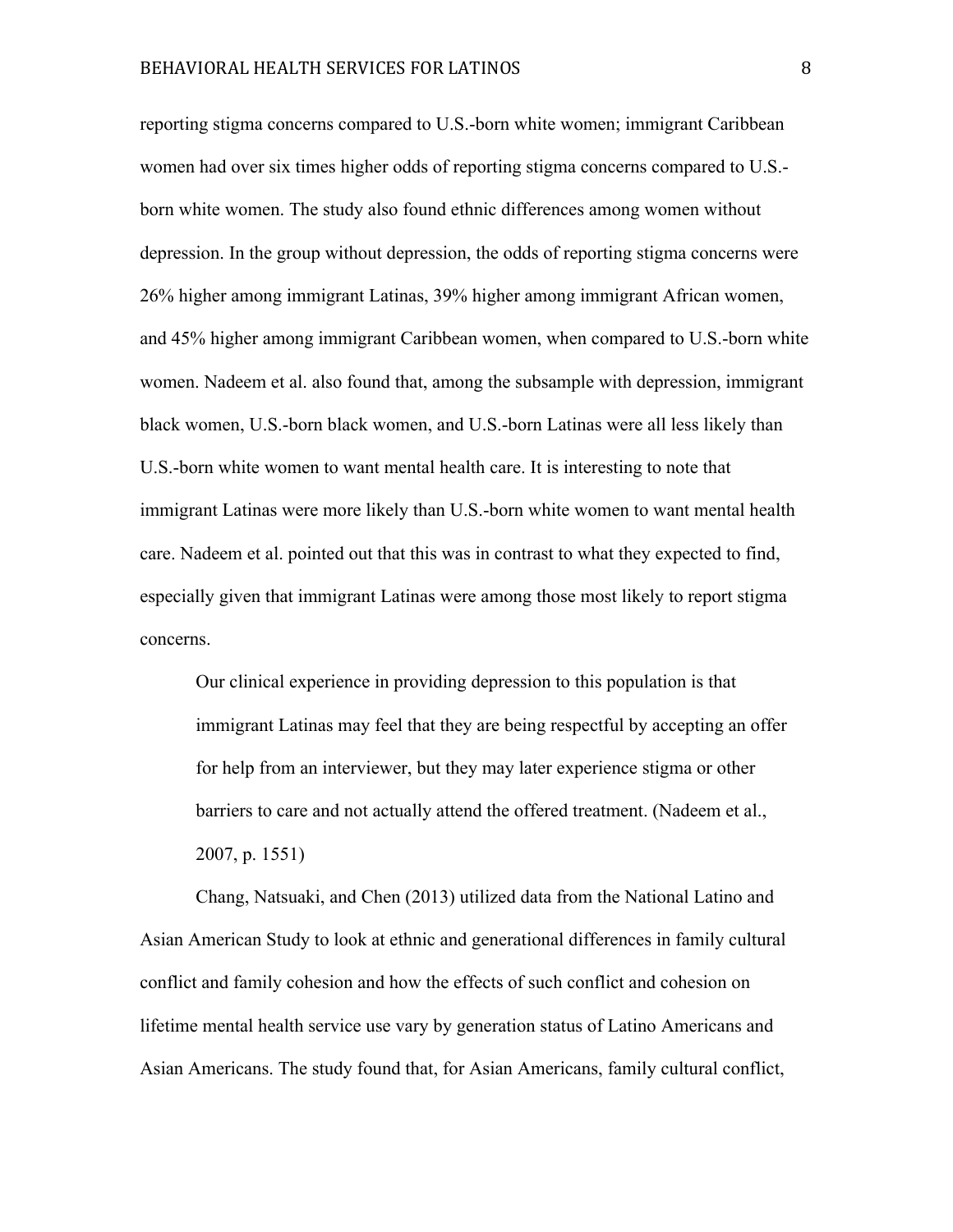reporting stigma concerns compared to U.S.-born white women; immigrant Caribbean women had over six times higher odds of reporting stigma concerns compared to U.S.-born white women. The study also found ethnic differences among women without depression. In the group without depression, the odds of reporting stigma concerns were 26% higher among immigrant Latinas, 39% higher among immigrant African women, and 45% higher among immigrant Caribbean women, when compared to U.S.-born white women. Nadeem et al. also found that, among the subsample with depression, immigrant black women, U.S.-born black women, and U.S.-born Latinas were all less likely than U.S.-born white women to want mental health care. It is interesting to note that immigrant Latinas were more likely than U.S.-born white women to want mental health care. Nadeem et al. pointed out that this was in contrast to what they expected to find, especially given that immigrant Latinas were among those most likely to report stigma concerns.

> Our clinical experience in providing depression to this population is that immigrant Latinas may feel that they are being respectful by accepting an offer for help from an interviewer, but they may later experience stigma or other barriers to care and not actually attend the offered treatment. (Nadeem et al., 2007, p. 1551)

Chang, Natsuaki, and Chen (2013) utilized data from the National Latino and Asian American Study to look at ethnic and generational differences in family cultural conflict and family cohesion and how the effects of such conflict and cohesion on lifetime mental health service use vary by generation status of Latino Americans and Asian Americans. The study found that, for Asian Americans, family cultural conflict,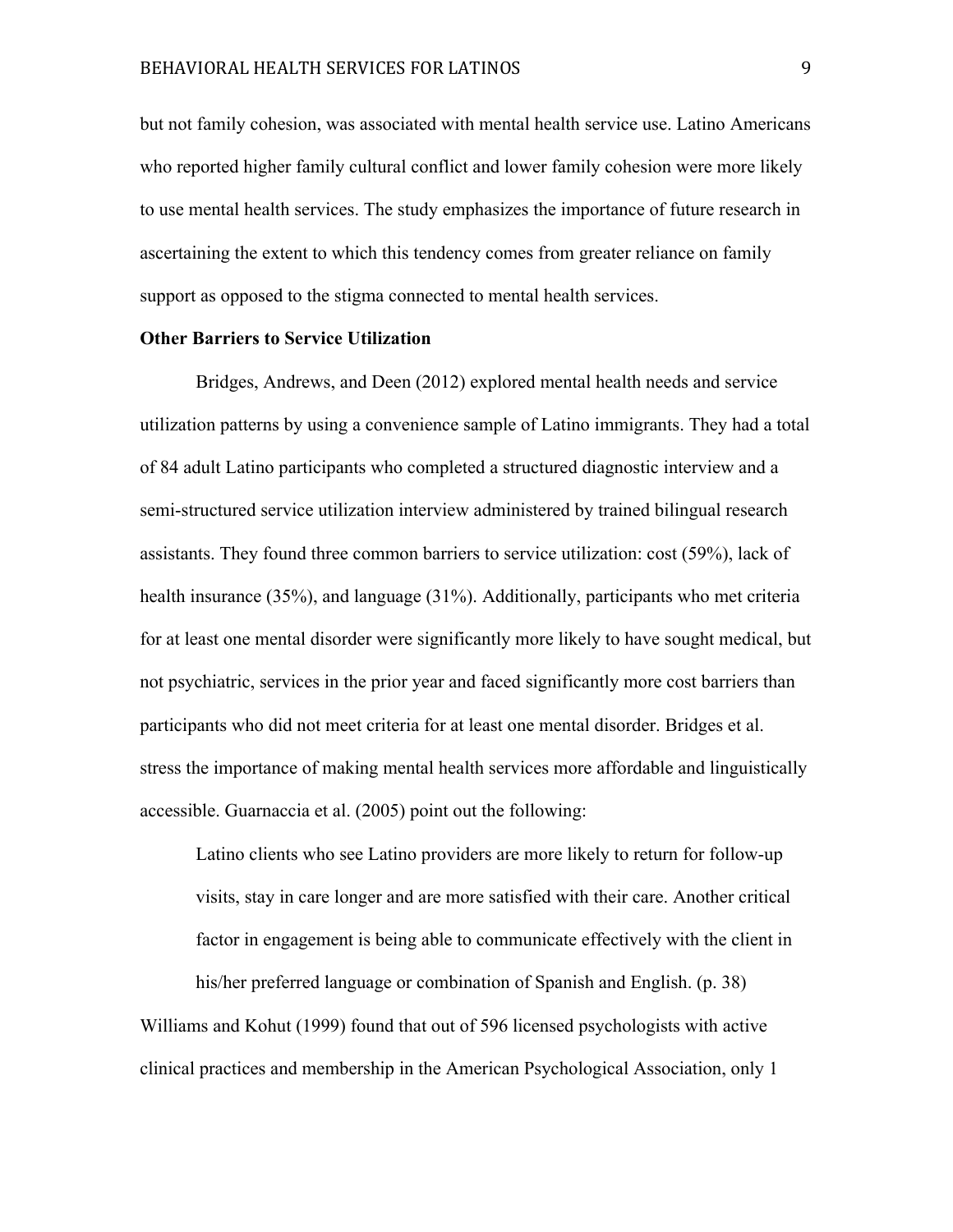but not family cohesion, was associated with mental health service use. Latino Americans who reported higher family cultural conflict and lower family cohesion were more likely to use mental health services. The study emphasizes the importance of future research in ascertaining the extent to which this tendency comes from greater reliance on family support as opposed to the stigma connected to mental health services.

**Other Barriers to Service Utilization**

Bridges, Andrews, and Deen (2012) explored mental health needs and service utilization patterns by using a convenience sample of Latino immigrants. They had a total of 84 adult Latino participants who completed a structured diagnostic interview and a semi-structured service utilization interview administered by trained bilingual research assistants. They found three common barriers to service utilization: cost (59%), lack of health insurance (35%), and language (31%). Additionally, participants who met criteria for at least one mental disorder were significantly more likely to have sought medical, but not psychiatric, services in the prior year and faced significantly more cost barriers than participants who did not meet criteria for at least one mental disorder. Bridges et al. stress the importance of making mental health services more affordable and linguistically accessible. Guarnaccia et al. (2005) point out the following:

> Latino clients who see Latino providers are more likely to return for follow-up visits, stay in care longer and are more satisfied with their care. Another critical factor in engagement is being able to communicate effectively with the client in his/her preferred language or combination of Spanish and English. (p. 38)

Williams and Kohut (1999) found that out of 596 licensed psychologists with active clinical practices and membership in the American Psychological Association, only 1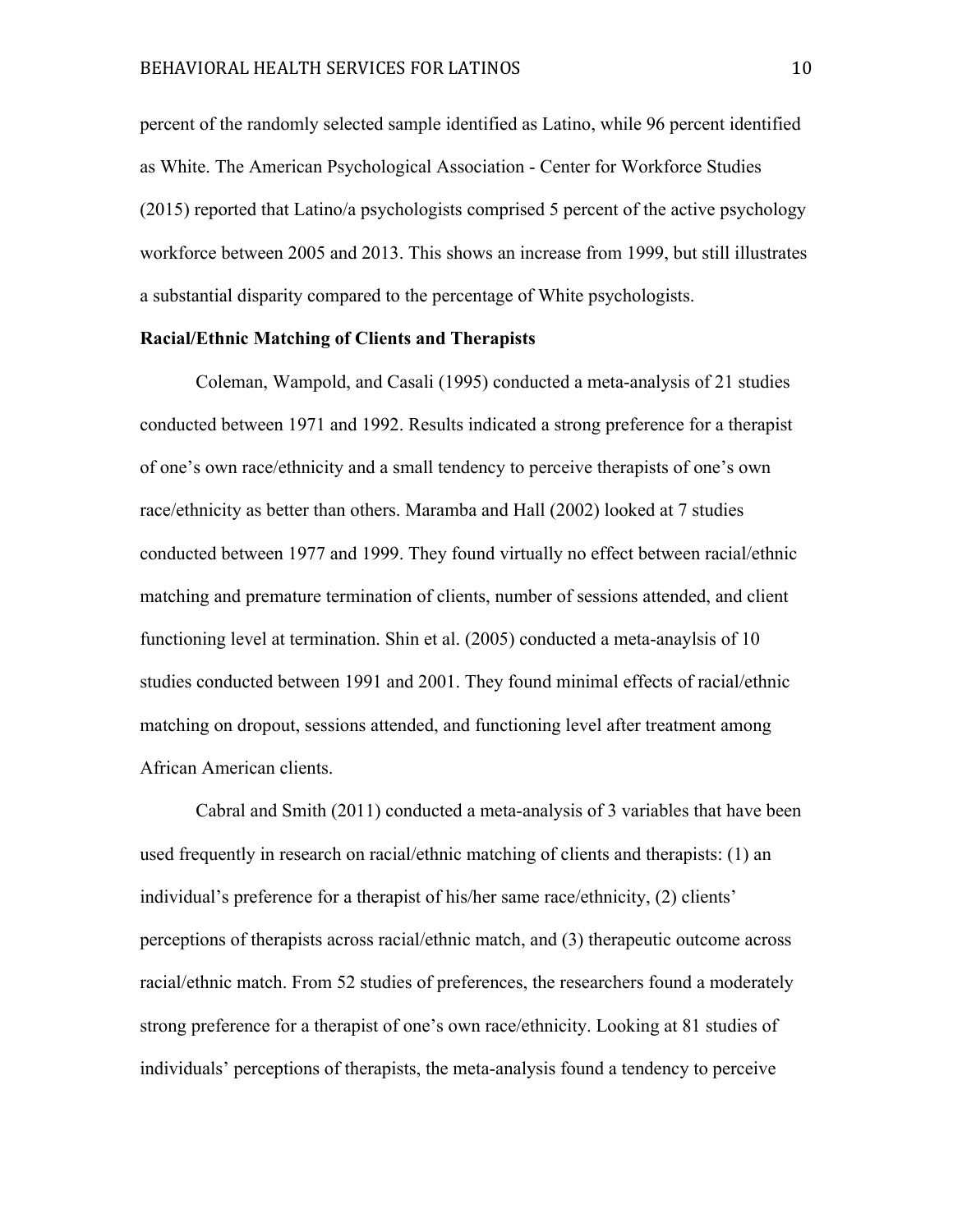percent of the randomly selected sample identified as Latino, while 96 percent identified as White. The American Psychological Association - Center for Workforce Studies (2015) reported that Latino/a psychologists comprised 5 percent of the active psychology workforce between 2005 and 2013. This shows an increase from 1999, but still illustrates a substantial disparity compared to the percentage of White psychologists.

**Racial/Ethnic Matching of Clients and Therapists**

Coleman, Wampold, and Casali (1995) conducted a meta-analysis of 21 studies conducted between 1971 and 1992. Results indicated a strong preference for a therapist of one's own race/ethnicity and a small tendency to perceive therapists of one's own race/ethnicity as better than others. Maramba and Hall (2002) looked at 7 studies conducted between 1977 and 1999. They found virtually no effect between racial/ethnic matching and premature termination of clients, number of sessions attended, and client functioning level at termination. Shin et al. (2005) conducted a meta-anaylsis of 10 studies conducted between 1991 and 2001. They found minimal effects of racial/ethnic matching on dropout, sessions attended, and functioning level after treatment among African American clients.

Cabral and Smith (2011) conducted a meta-analysis of 3 variables that have been used frequently in research on racial/ethnic matching of clients and therapists: (1) an individual's preference for a therapist of his/her same race/ethnicity, (2) clients' perceptions of therapists across racial/ethnic match, and (3) therapeutic outcome across racial/ethnic match. From 52 studies of preferences, the researchers found a moderately strong preference for a therapist of one's own race/ethnicity. Looking at 81 studies of individuals' perceptions of therapists, the meta-analysis found a tendency to perceive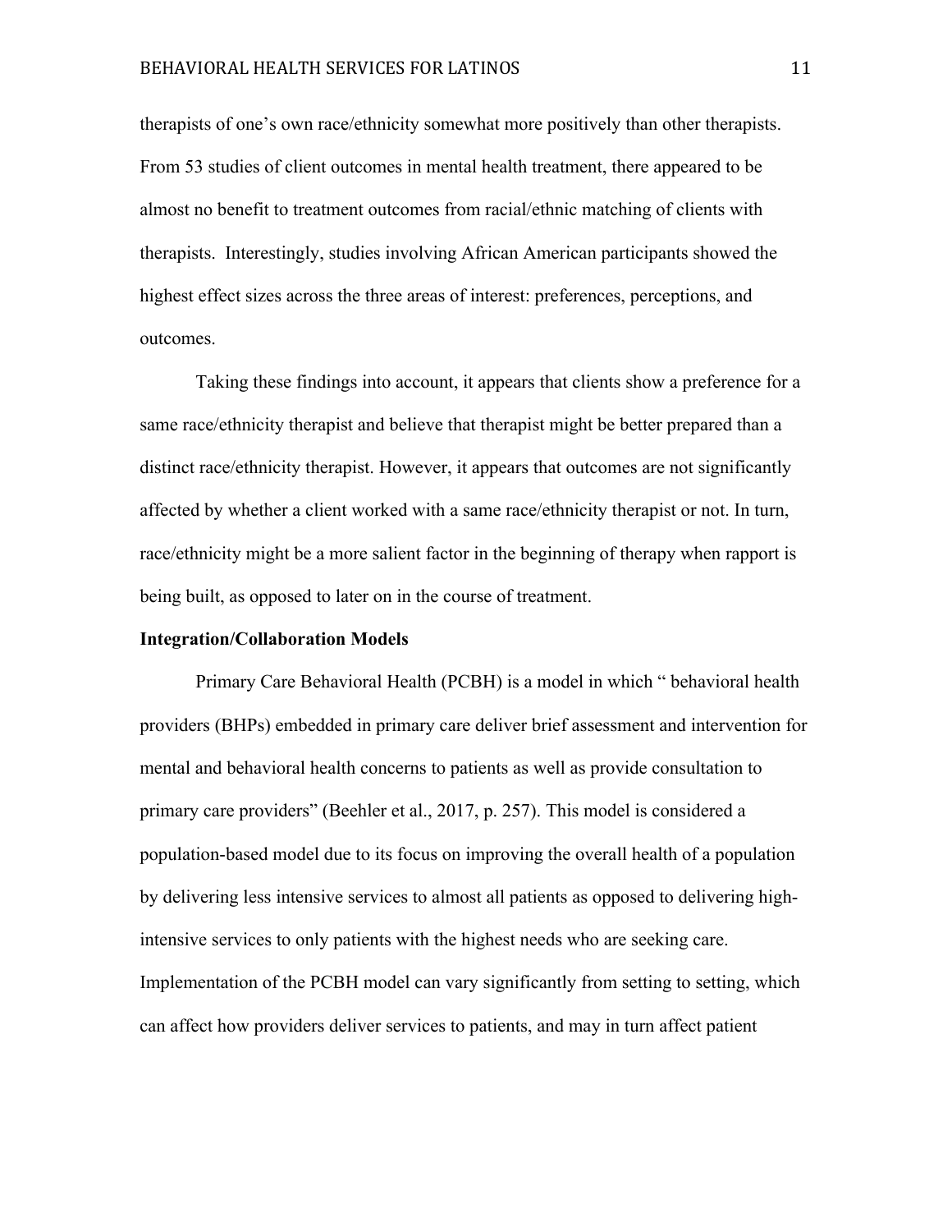therapists of one's own race/ethnicity somewhat more positively than other therapists. From 53 studies of client outcomes in mental health treatment, there appeared to be almost no benefit to treatment outcomes from racial/ethnic matching of clients with therapists. Interestingly, studies involving African American participants showed the highest effect sizes across the three areas of interest: preferences, perceptions, and outcomes.

Taking these findings into account, it appears that clients show a preference for a same race/ethnicity therapist and believe that therapist might be better prepared than a distinct race/ethnicity therapist. However, it appears that outcomes are not significantly affected by whether a client worked with a same race/ethnicity therapist or not. In turn, race/ethnicity might be a more salient factor in the beginning of therapy when rapport is being built, as opposed to later on in the course of treatment.

**Integration/Collaboration Models**

Primary Care Behavioral Health (PCBH) is a model in which " behavioral health providers (BHPs) embedded in primary care deliver brief assessment and intervention for mental and behavioral health concerns to patients as well as provide consultation to primary care providers" (Beehler et al., 2017, p. 257). This model is considered a population-based model due to its focus on improving the overall health of a population by delivering less intensive services to almost all patients as opposed to delivering high-intensive services to only patients with the highest needs who are seeking care. Implementation of the PCBH model can vary significantly from setting to setting, which can affect how providers deliver services to patients, and may in turn affect patient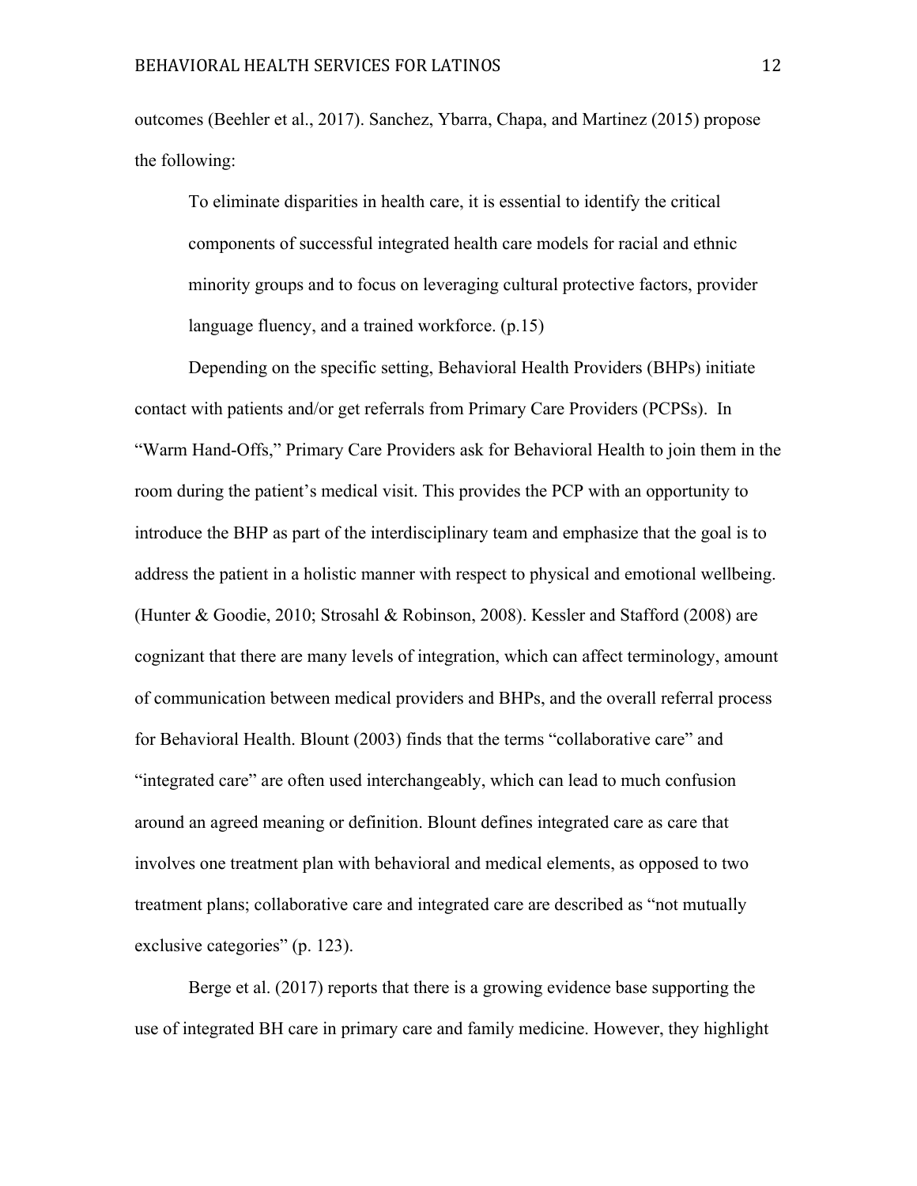outcomes (Beehler et al., 2017). Sanchez, Ybarra, Chapa, and Martinez (2015) propose the following:

> To eliminate disparities in health care, it is essential to identify the critical components of successful integrated health care models for racial and ethnic minority groups and to focus on leveraging cultural protective factors, provider language fluency, and a trained workforce. (p.15)

Depending on the specific setting, Behavioral Health Providers (BHPs) initiate contact with patients and/or get referrals from Primary Care Providers (PCPSs). In "Warm Hand-Offs," Primary Care Providers ask for Behavioral Health to join them in the room during the patient's medical visit. This provides the PCP with an opportunity to introduce the BHP as part of the interdisciplinary team and emphasize that the goal is to address the patient in a holistic manner with respect to physical and emotional wellbeing. (Hunter & Goodie, 2010; Strosahl & Robinson, 2008). Kessler and Stafford (2008) are cognizant that there are many levels of integration, which can affect terminology, amount of communication between medical providers and BHPs, and the overall referral process for Behavioral Health. Blount (2003) finds that the terms "collaborative care" and "integrated care" are often used interchangeably, which can lead to much confusion around an agreed meaning or definition. Blount defines integrated care as care that involves one treatment plan with behavioral and medical elements, as opposed to two treatment plans; collaborative care and integrated care are described as "not mutually exclusive categories" (p. 123).

Berge et al. (2017) reports that there is a growing evidence base supporting the use of integrated BH care in primary care and family medicine. However, they highlight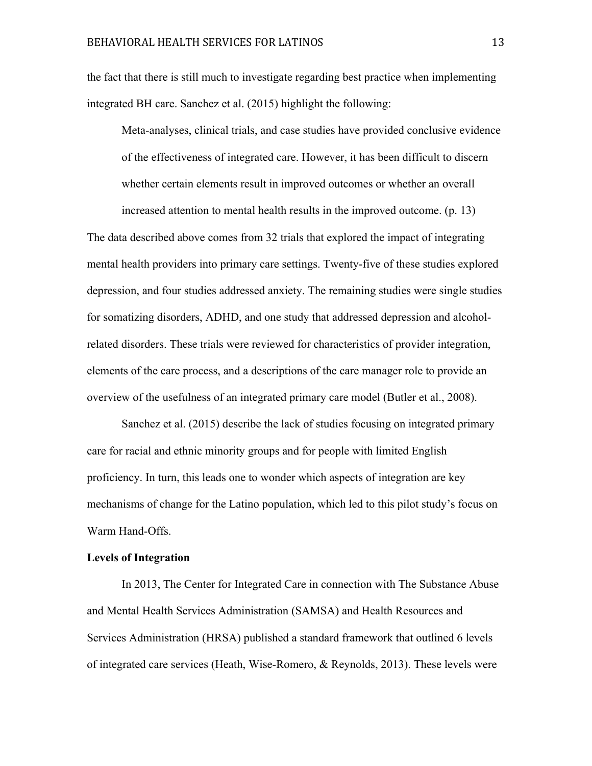the fact that there is still much to investigate regarding best practice when implementing integrated BH care. Sanchez et al. (2015) highlight the following:

> Meta-analyses, clinical trials, and case studies have provided conclusive evidence of the effectiveness of integrated care. However, it has been difficult to discern whether certain elements result in improved outcomes or whether an overall increased attention to mental health results in the improved outcome. (p. 13)

The data described above comes from 32 trials that explored the impact of integrating mental health providers into primary care settings. Twenty-five of these studies explored depression, and four studies addressed anxiety. The remaining studies were single studies for somatizing disorders, ADHD, and one study that addressed depression and alcohol-related disorders. These trials were reviewed for characteristics of provider integration, elements of the care process, and a descriptions of the care manager role to provide an overview of the usefulness of an integrated primary care model (Butler et al., 2008).

Sanchez et al. (2015) describe the lack of studies focusing on integrated primary care for racial and ethnic minority groups and for people with limited English proficiency. In turn, this leads one to wonder which aspects of integration are key mechanisms of change for the Latino population, which led to this pilot study's focus on Warm Hand-Offs.

**Levels of Integration**

In 2013, The Center for Integrated Care in connection with The Substance Abuse and Mental Health Services Administration (SAMSA) and Health Resources and Services Administration (HRSA) published a standard framework that outlined 6 levels of integrated care services (Heath, Wise-Romero, & Reynolds, 2013). These levels were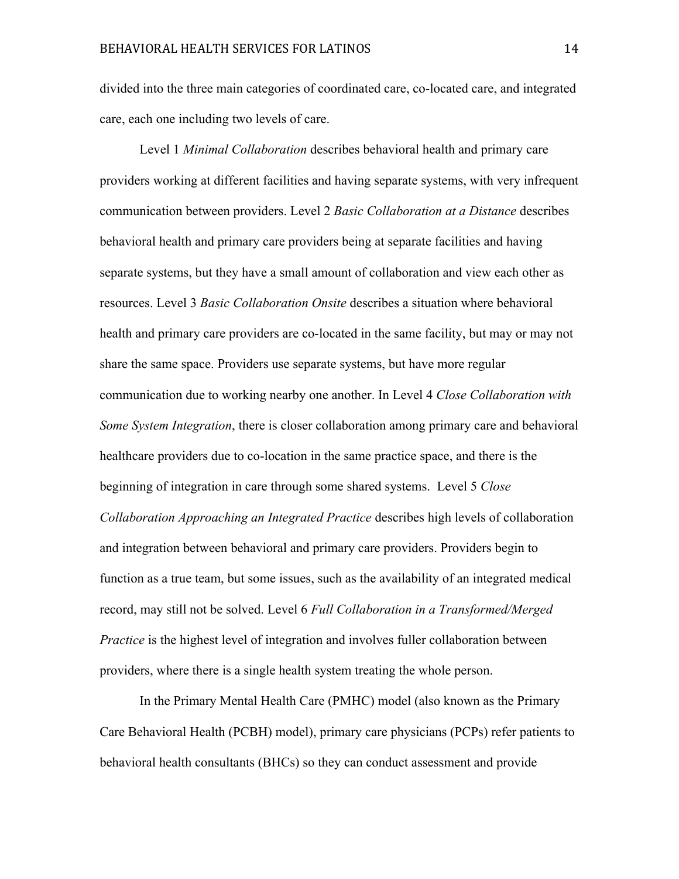divided into the three main categories of coordinated care, co-located care, and integrated care, each one including two levels of care.

Level 1 *Minimal Collaboration* describes behavioral health and primary care providers working at different facilities and having separate systems, with very infrequent communication between providers. Level 2 *Basic Collaboration at a Distance* describes behavioral health and primary care providers being at separate facilities and having separate systems, but they have a small amount of collaboration and view each other as resources. Level 3 *Basic Collaboration Onsite* describes a situation where behavioral health and primary care providers are co-located in the same facility, but may or may not share the same space. Providers use separate systems, but have more regular communication due to working nearby one another. In Level 4 *Close Collaboration with Some System Integration*, there is closer collaboration among primary care and behavioral healthcare providers due to co-location in the same practice space, and there is the beginning of integration in care through some shared systems. Level 5 *Close Collaboration Approaching an Integrated Practice* describes high levels of collaboration and integration between behavioral and primary care providers. Providers begin to function as a true team, but some issues, such as the availability of an integrated medical record, may still not be solved. Level 6 *Full Collaboration in a Transformed/Merged Practice* is the highest level of integration and involves fuller collaboration between providers, where there is a single health system treating the whole person.

In the Primary Mental Health Care (PMHC) model (also known as the Primary Care Behavioral Health (PCBH) model), primary care physicians (PCPs) refer patients to behavioral health consultants (BHCs) so they can conduct assessment and provide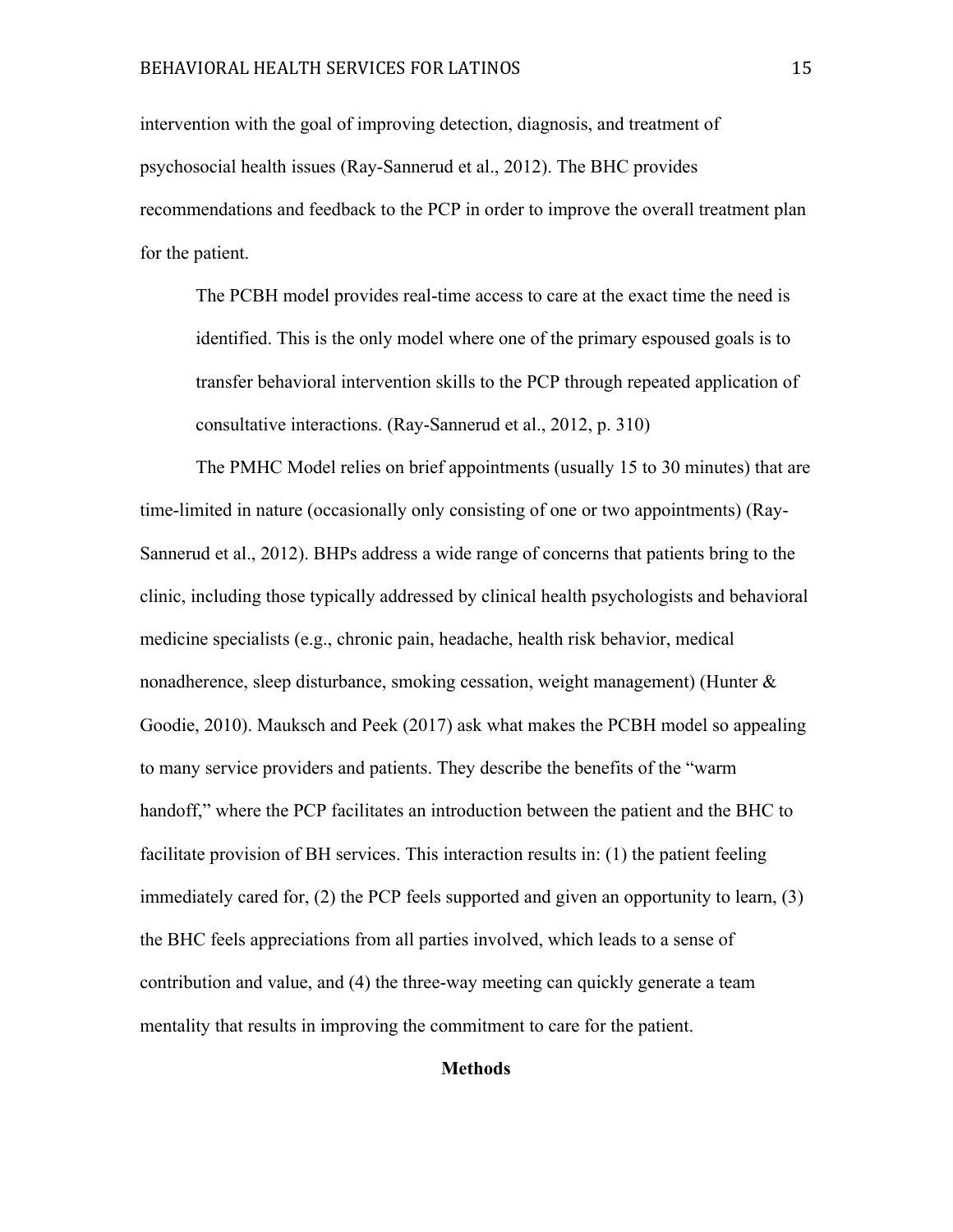intervention with the goal of improving detection, diagnosis, and treatment of psychosocial health issues (Ray-Sannerud et al., 2012). The BHC provides recommendations and feedback to the PCP in order to improve the overall treatment plan for the patient.

> The PCBH model provides real-time access to care at the exact time the need is identified. This is the only model where one of the primary espoused goals is to transfer behavioral intervention skills to the PCP through repeated application of consultative interactions. (Ray-Sannerud et al., 2012, p. 310)

The PMHC Model relies on brief appointments (usually 15 to 30 minutes) that are time-limited in nature (occasionally only consisting of one or two appointments) (Ray-Sannerud et al., 2012). BHPs address a wide range of concerns that patients bring to the clinic, including those typically addressed by clinical health psychologists and behavioral medicine specialists (e.g., chronic pain, headache, health risk behavior, medical nonadherence, sleep disturbance, smoking cessation, weight management) (Hunter & Goodie, 2010). Mauksch and Peek (2017) ask what makes the PCBH model so appealing to many service providers and patients. They describe the benefits of the "warm handoff," where the PCP facilitates an introduction between the patient and the BHC to facilitate provision of BH services. This interaction results in: (1) the patient feeling immediately cared for, (2) the PCP feels supported and given an opportunity to learn, (3) the BHC feels appreciations from all parties involved, which leads to a sense of contribution and value, and (4) the three-way meeting can quickly generate a team mentality that results in improving the commitment to care for the patient.

## Methods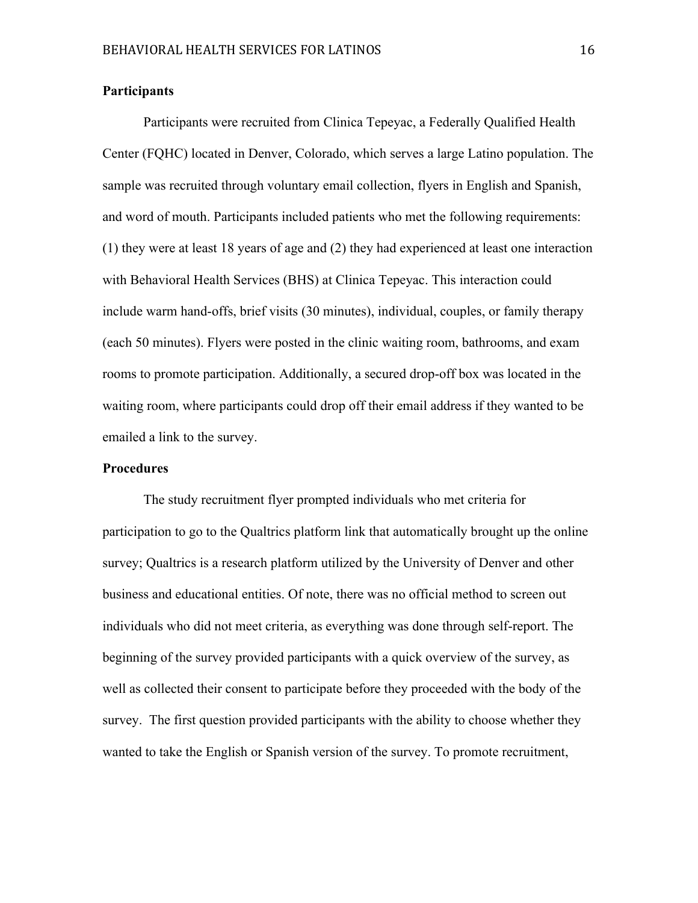## Participants

Participants were recruited from Clinica Tepeyac, a Federally Qualified Health Center (FQHC) located in Denver, Colorado, which serves a large Latino population. The sample was recruited through voluntary email collection, flyers in English and Spanish, and word of mouth. Participants included patients who met the following requirements: (1) they were at least 18 years of age and (2) they had experienced at least one interaction with Behavioral Health Services (BHS) at Clinica Tepeyac. This interaction could include warm hand-offs, brief visits (30 minutes), individual, couples, or family therapy (each 50 minutes). Flyers were posted in the clinic waiting room, bathrooms, and exam rooms to promote participation. Additionally, a secured drop-off box was located in the waiting room, where participants could drop off their email address if they wanted to be emailed a link to the survey.

## Procedures

The study recruitment flyer prompted individuals who met criteria for participation to go to the Qualtrics platform link that automatically brought up the online survey; Qualtrics is a research platform utilized by the University of Denver and other business and educational entities. Of note, there was no official method to screen out individuals who did not meet criteria, as everything was done through self-report. The beginning of the survey provided participants with a quick overview of the survey, as well as collected their consent to participate before they proceeded with the body of the survey. The first question provided participants with the ability to choose whether they wanted to take the English or Spanish version of the survey. To promote recruitment,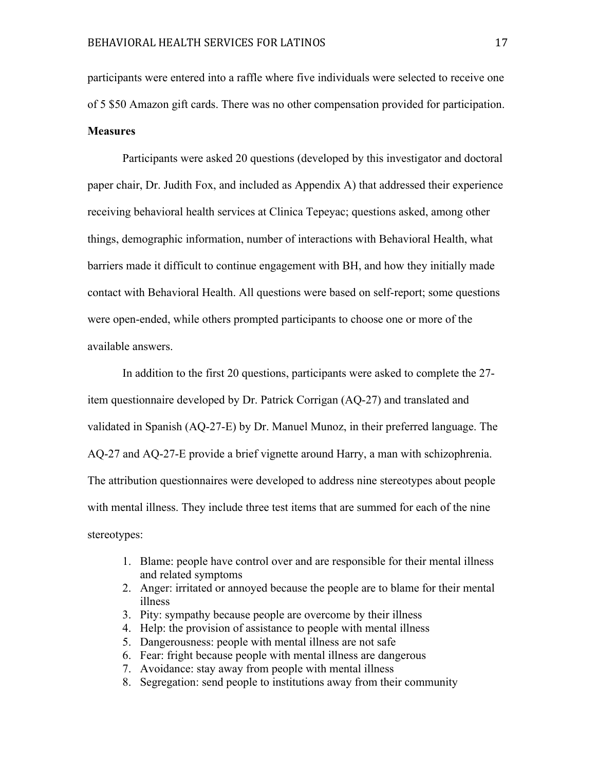participants were entered into a raffle where five individuals were selected to receive one of 5 $50 Amazon gift cards. There was no other compensation provided for participation.

**Measures**

Participants were asked 20 questions (developed by this investigator and doctoral paper chair, Dr. Judith Fox, and included as Appendix A) that addressed their experience receiving behavioral health services at Clinica Tepeyac; questions asked, among other things, demographic information, number of interactions with Behavioral Health, what barriers made it difficult to continue engagement with BH, and how they initially made contact with Behavioral Health. All questions were based on self-report; some questions were open-ended, while others prompted participants to choose one or more of the available answers.

In addition to the first 20 questions, participants were asked to complete the 27-item questionnaire developed by Dr. Patrick Corrigan (AQ-27) and translated and validated in Spanish (AQ-27-E) by Dr. Manuel Munoz, in their preferred language. The AQ-27 and AQ-27-E provide a brief vignette around Harry, a man with schizophrenia. The attribution questionnaires were developed to address nine stereotypes about people with mental illness. They include three test items that are summed for each of the nine stereotypes:

1. Blame: people have control over and are responsible for their mental illness and related symptoms
2. Anger: irritated or annoyed because the people are to blame for their mental illness
3. Pity: sympathy because people are overcome by their illness
4. Help: the provision of assistance to people with mental illness
5. Dangerousness: people with mental illness are not safe
6. Fear: fright because people with mental illness are dangerous
7. Avoidance: stay away from people with mental illness
8. Segregation: send people to institutions away from their community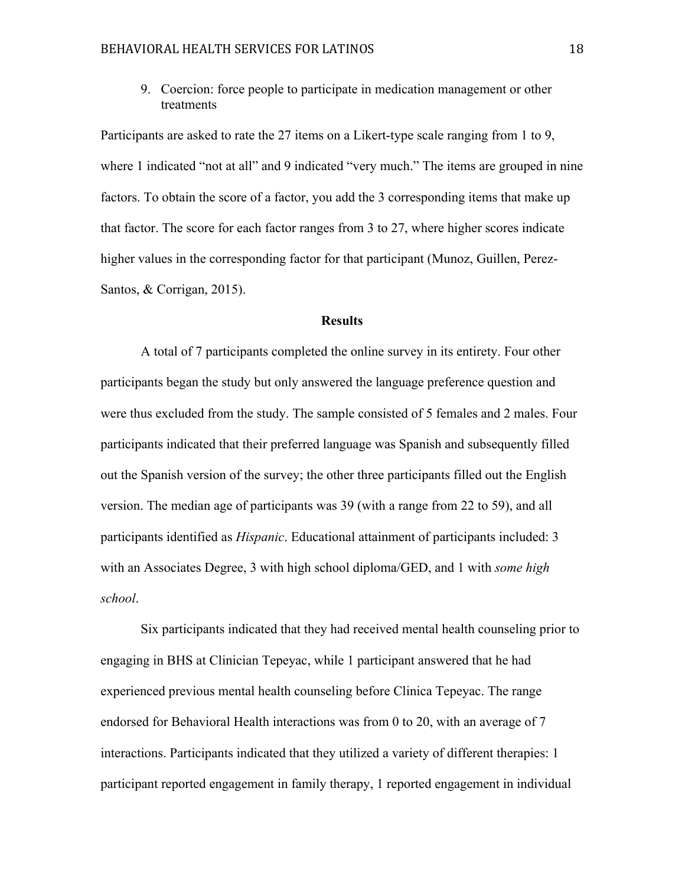9. Coercion: force people to participate in medication management or other treatments

Participants are asked to rate the 27 items on a Likert-type scale ranging from 1 to 9, where 1 indicated "not at all" and 9 indicated "very much." The items are grouped in nine factors. To obtain the score of a factor, you add the 3 corresponding items that make up that factor. The score for each factor ranges from 3 to 27, where higher scores indicate higher values in the corresponding factor for that participant (Munoz, Guillen, Perez-Santos, & Corrigan, 2015).

## Results

A total of 7 participants completed the online survey in its entirety. Four other participants began the study but only answered the language preference question and were thus excluded from the study. The sample consisted of 5 females and 2 males. Four participants indicated that their preferred language was Spanish and subsequently filled out the Spanish version of the survey; the other three participants filled out the English version. The median age of participants was 39 (with a range from 22 to 59), and all participants identified as *Hispanic*. Educational attainment of participants included: 3 with an Associates Degree, 3 with high school diploma/GED, and 1 with *some high school*.

Six participants indicated that they had received mental health counseling prior to engaging in BHS at Clinician Tepeyac, while 1 participant answered that he had experienced previous mental health counseling before Clinica Tepeyac. The range endorsed for Behavioral Health interactions was from 0 to 20, with an average of 7 interactions. Participants indicated that they utilized a variety of different therapies: 1 participant reported engagement in family therapy, 1 reported engagement in individual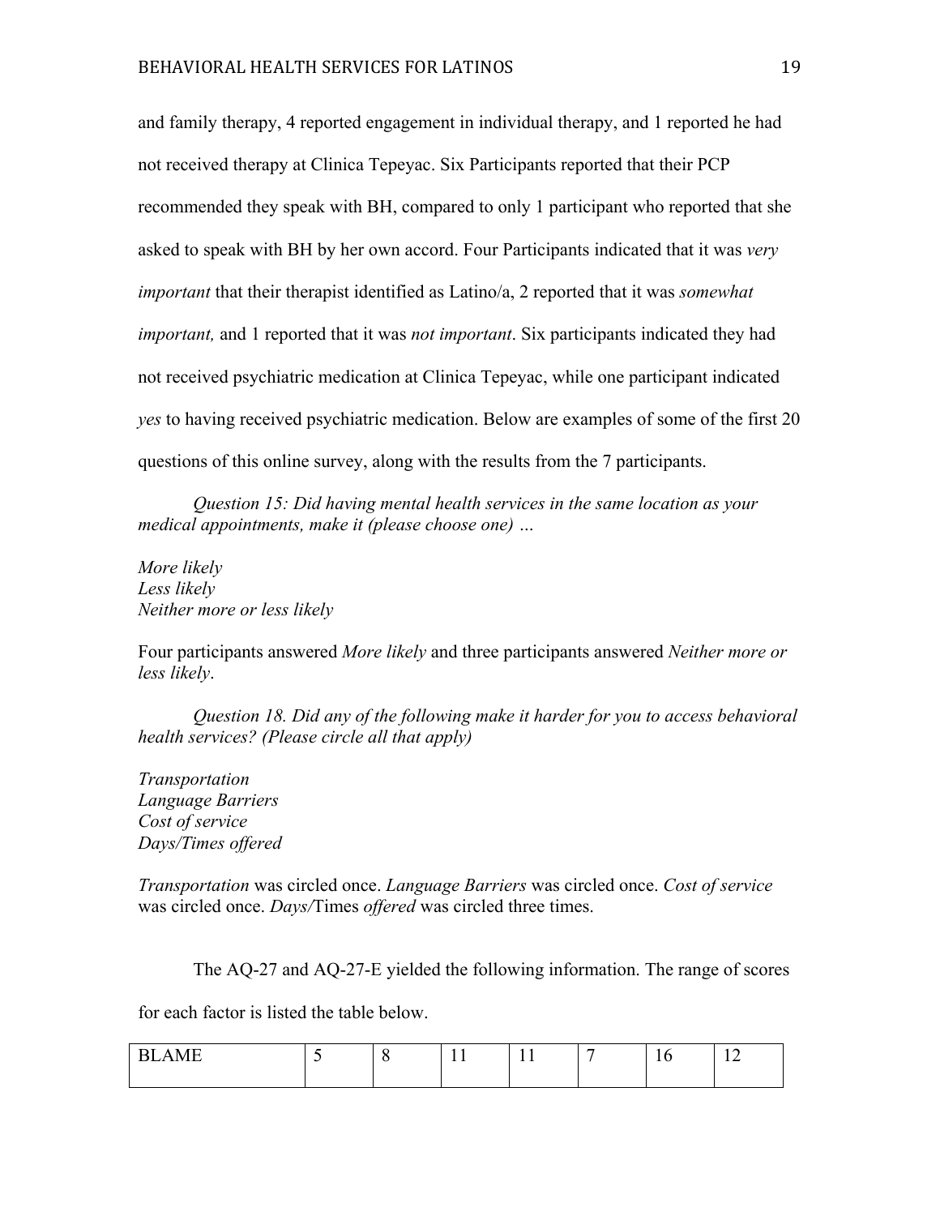and family therapy, 4 reported engagement in individual therapy, and 1 reported he had not received therapy at Clinica Tepeyac. Six Participants reported that their PCP recommended they speak with BH, compared to only 1 participant who reported that she asked to speak with BH by her own accord. Four Participants indicated that it was *very important* that their therapist identified as Latino/a, 2 reported that it was *somewhat important,* and 1 reported that it was *not important*. Six participants indicated they had not received psychiatric medication at Clinica Tepeyac, while one participant indicated *yes* to having received psychiatric medication. Below are examples of some of the first 20 questions of this online survey, along with the results from the 7 participants.

*Question 15: Did having mental health services in the same location as your medical appointments, make it (please choose one) …*

*More likely*
*Less likely*
*Neither more or less likely*

Four participants answered *More likely* and three participants answered *Neither more or less likely*.

*Question 18. Did any of the following make it harder for you to access behavioral health services? (Please circle all that apply)*

*Transportation*
*Language Barriers*
*Cost of service*
*Days/Times offered*

*Transportation* was circled once. *Language Barriers* was circled once. *Cost of service* was circled once. *Days/*Times *offered* was circled three times.

The AQ-27 and AQ-27-E yielded the following information. The range of scores for each factor is listed the table below.

| BLAME | 5 | 8 | 11 | 11 | 7 | 16 | 12 |
|---|---|---|---|---|---|---|---|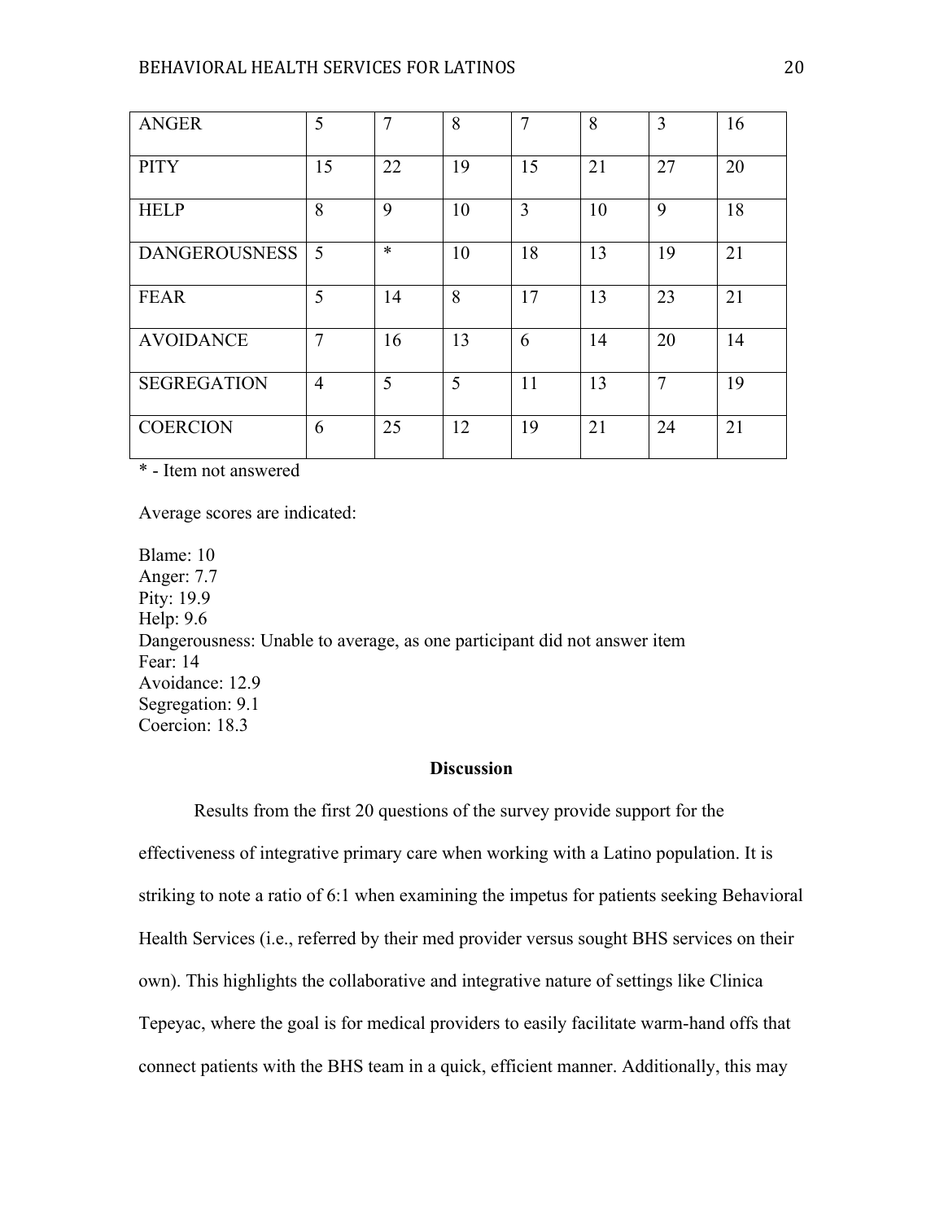| ANGER | 5 | 7 | 8 | 7 | 8 | 3 | 16 |
|---|---|---|---|---|---|---|---|
| PITY | 15 | 22 | 19 | 15 | 21 | 27 | 20 |
| HELP | 8 | 9 | 10 | 3 | 10 | 9 | 18 |
| DANGEROUSNESS | 5 | * | 10 | 18 | 13 | 19 | 21 |
| FEAR | 5 | 14 | 8 | 17 | 13 | 23 | 21 |
| AVOIDANCE | 7 | 16 | 13 | 6 | 14 | 20 | 14 |
| SEGREGATION | 4 | 5 | 5 | 11 | 13 | 7 | 19 |
| COERCION | 6 | 25 | 12 | 19 | 21 | 24 | 21 |

* - Item not answered

Average scores are indicated:

Blame: 10
Anger: 7.7
Pity: 19.9
Help: 9.6
Dangerousness: Unable to average, as one participant did not answer item
Fear: 14
Avoidance: 12.9
Segregation: 9.1
Coercion: 18.3

## Discussion

Results from the first 20 questions of the survey provide support for the effectiveness of integrative primary care when working with a Latino population. It is striking to note a ratio of 6:1 when examining the impetus for patients seeking Behavioral Health Services (i.e., referred by their med provider versus sought BHS services on their own). This highlights the collaborative and integrative nature of settings like Clinica Tepeyac, where the goal is for medical providers to easily facilitate warm-hand offs that connect patients with the BHS team in a quick, efficient manner. Additionally, this may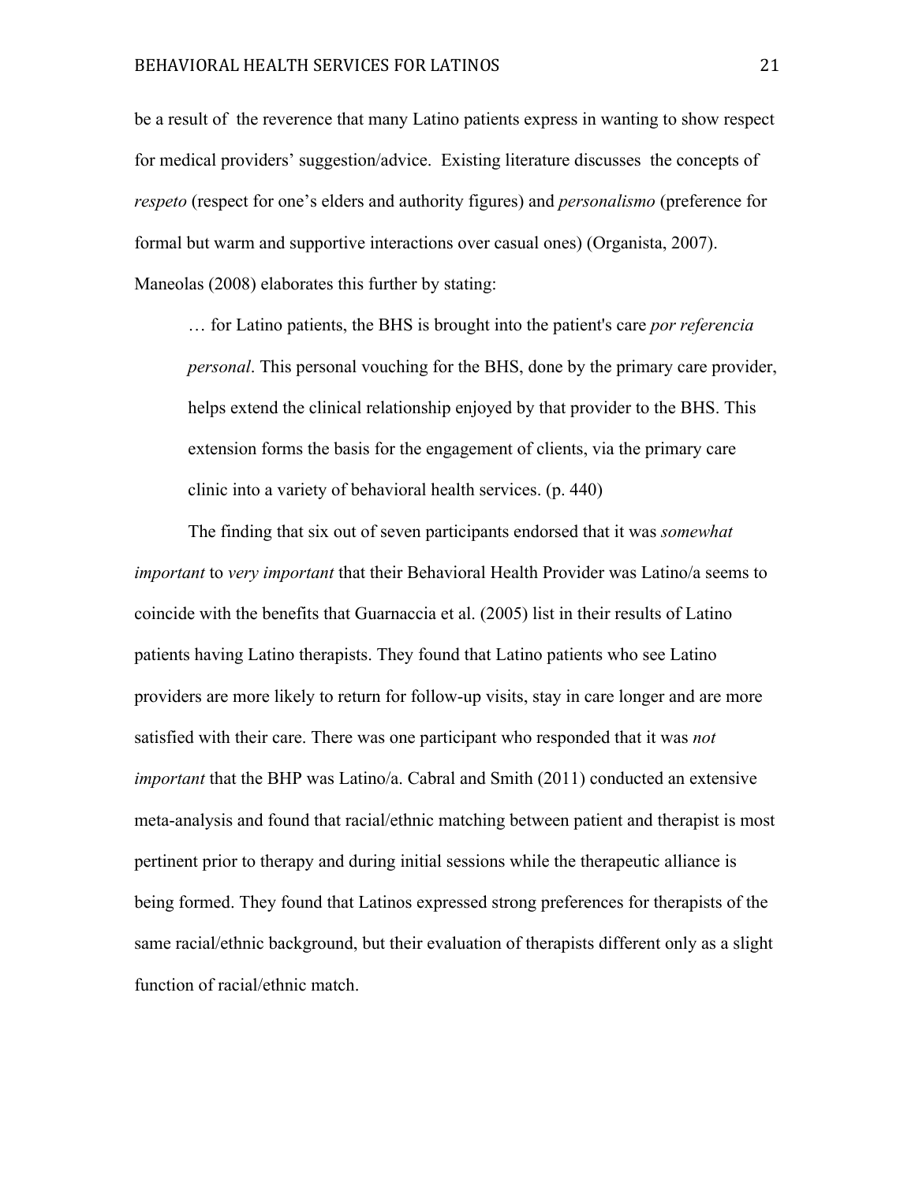be a result of the reverence that many Latino patients express in wanting to show respect for medical providers' suggestion/advice. Existing literature discusses the concepts of *respeto* (respect for one's elders and authority figures) and *personalismo* (preference for formal but warm and supportive interactions over casual ones) (Organista, 2007). Maneolas (2008) elaborates this further by stating:

> … for Latino patients, the BHS is brought into the patient's care *por referencia personal*. This personal vouching for the BHS, done by the primary care provider, helps extend the clinical relationship enjoyed by that provider to the BHS. This extension forms the basis for the engagement of clients, via the primary care clinic into a variety of behavioral health services. (p. 440)

The finding that six out of seven participants endorsed that it was *somewhat important* to *very important* that their Behavioral Health Provider was Latino/a seems to coincide with the benefits that Guarnaccia et al. (2005) list in their results of Latino patients having Latino therapists. They found that Latino patients who see Latino providers are more likely to return for follow-up visits, stay in care longer and are more satisfied with their care. There was one participant who responded that it was *not important* that the BHP was Latino/a. Cabral and Smith (2011) conducted an extensive meta-analysis and found that racial/ethnic matching between patient and therapist is most pertinent prior to therapy and during initial sessions while the therapeutic alliance is being formed. They found that Latinos expressed strong preferences for therapists of the same racial/ethnic background, but their evaluation of therapists different only as a slight function of racial/ethnic match.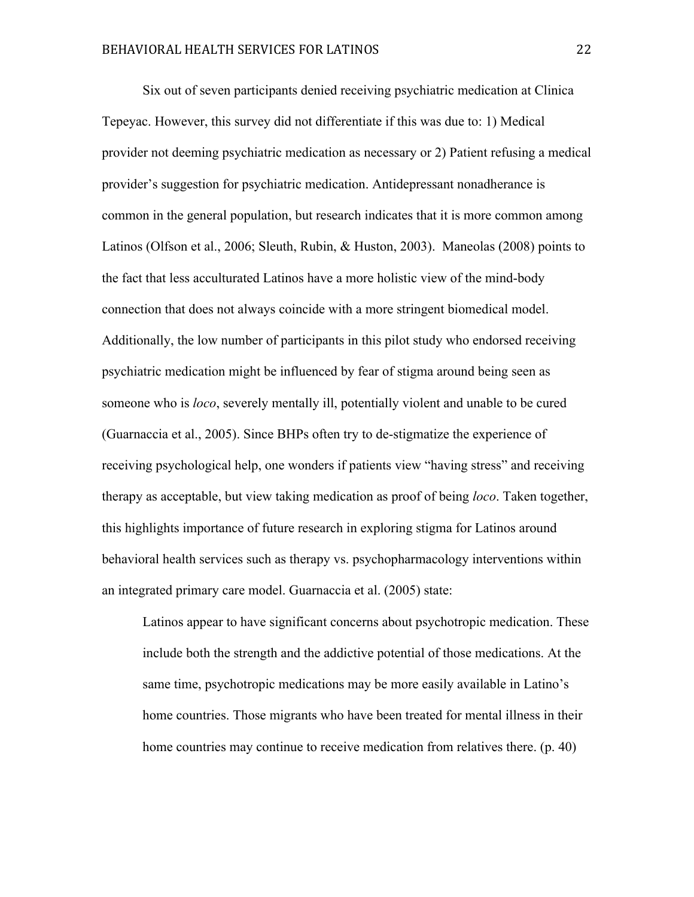Six out of seven participants denied receiving psychiatric medication at Clinica Tepeyac. However, this survey did not differentiate if this was due to: 1) Medical provider not deeming psychiatric medication as necessary or 2) Patient refusing a medical provider's suggestion for psychiatric medication. Antidepressant nonadherance is common in the general population, but research indicates that it is more common among Latinos (Olfson et al., 2006; Sleuth, Rubin, & Huston, 2003). Maneolas (2008) points to the fact that less acculturated Latinos have a more holistic view of the mind-body connection that does not always coincide with a more stringent biomedical model. Additionally, the low number of participants in this pilot study who endorsed receiving psychiatric medication might be influenced by fear of stigma around being seen as someone who is *loco*, severely mentally ill, potentially violent and unable to be cured (Guarnaccia et al., 2005). Since BHPs often try to de-stigmatize the experience of receiving psychological help, one wonders if patients view "having stress" and receiving therapy as acceptable, but view taking medication as proof of being *loco*. Taken together, this highlights importance of future research in exploring stigma for Latinos around behavioral health services such as therapy vs. psychopharmacology interventions within an integrated primary care model. Guarnaccia et al. (2005) state:

> Latinos appear to have significant concerns about psychotropic medication. These include both the strength and the addictive potential of those medications. At the same time, psychotropic medications may be more easily available in Latino's home countries. Those migrants who have been treated for mental illness in their home countries may continue to receive medication from relatives there. (p. 40)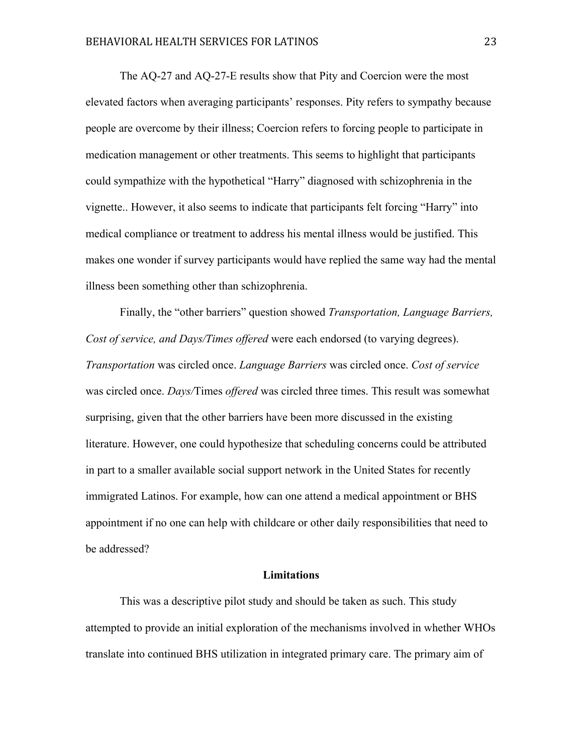The AQ-27 and AQ-27-E results show that Pity and Coercion were the most elevated factors when averaging participants' responses. Pity refers to sympathy because people are overcome by their illness; Coercion refers to forcing people to participate in medication management or other treatments. This seems to highlight that participants could sympathize with the hypothetical "Harry" diagnosed with schizophrenia in the vignette.. However, it also seems to indicate that participants felt forcing "Harry" into medical compliance or treatment to address his mental illness would be justified. This makes one wonder if survey participants would have replied the same way had the mental illness been something other than schizophrenia.

Finally, the "other barriers" question showed *Transportation, Language Barriers, Cost of service, and Days/Times offered* were each endorsed (to varying degrees). *Transportation* was circled once. *Language Barriers* was circled once. *Cost of service* was circled once. *Days/*Times *offered* was circled three times. This result was somewhat surprising, given that the other barriers have been more discussed in the existing literature. However, one could hypothesize that scheduling concerns could be attributed in part to a smaller available social support network in the United States for recently immigrated Latinos. For example, how can one attend a medical appointment or BHS appointment if no one can help with childcare or other daily responsibilities that need to be addressed?

## Limitations

This was a descriptive pilot study and should be taken as such. This study attempted to provide an initial exploration of the mechanisms involved in whether WHOs translate into continued BHS utilization in integrated primary care. The primary aim of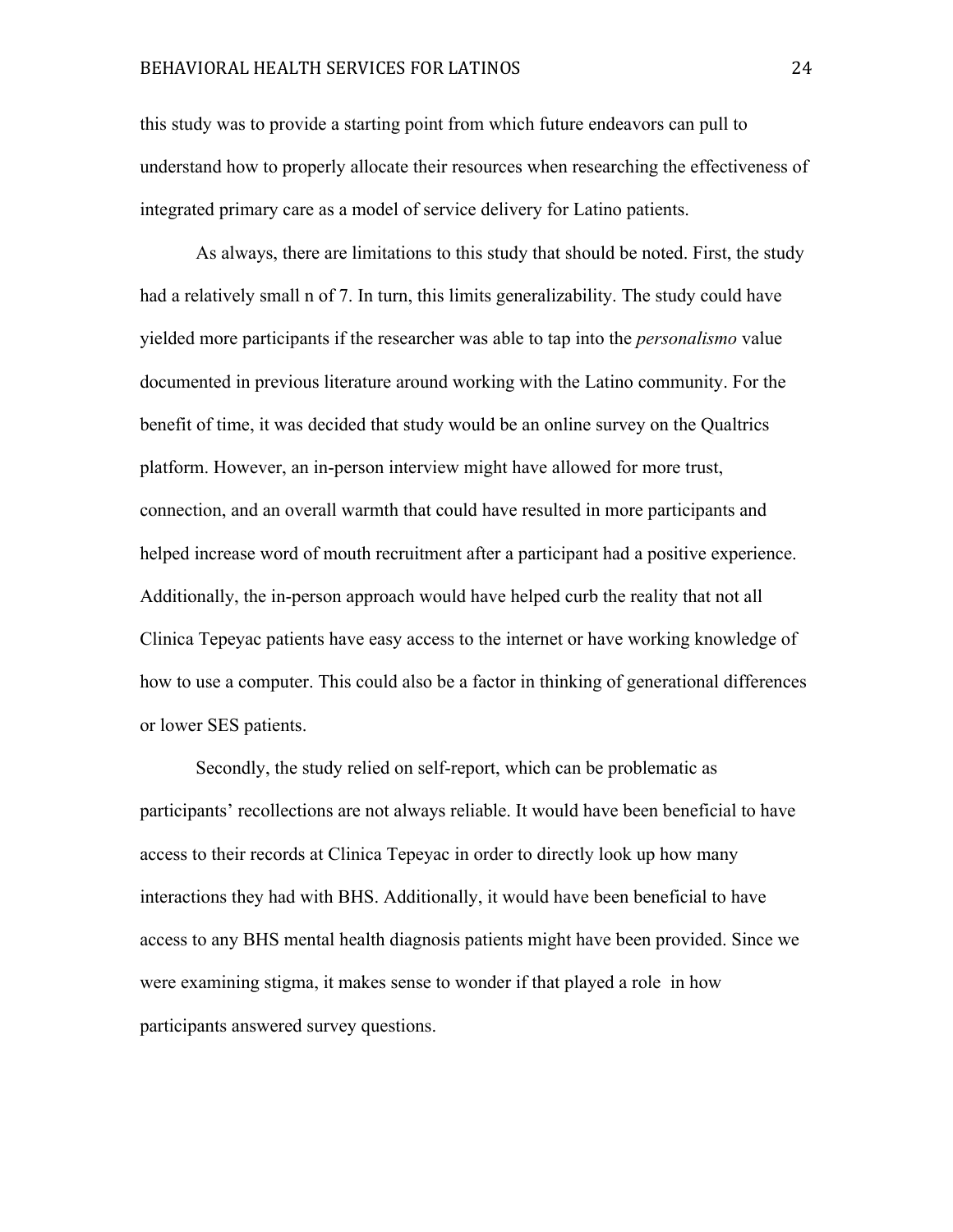this study was to provide a starting point from which future endeavors can pull to understand how to properly allocate their resources when researching the effectiveness of integrated primary care as a model of service delivery for Latino patients.

As always, there are limitations to this study that should be noted. First, the study had a relatively small n of 7. In turn, this limits generalizability. The study could have yielded more participants if the researcher was able to tap into the *personalismo* value documented in previous literature around working with the Latino community. For the benefit of time, it was decided that study would be an online survey on the Qualtrics platform. However, an in-person interview might have allowed for more trust, connection, and an overall warmth that could have resulted in more participants and helped increase word of mouth recruitment after a participant had a positive experience. Additionally, the in-person approach would have helped curb the reality that not all Clinica Tepeyac patients have easy access to the internet or have working knowledge of how to use a computer. This could also be a factor in thinking of generational differences or lower SES patients.

Secondly, the study relied on self-report, which can be problematic as participants' recollections are not always reliable. It would have been beneficial to have access to their records at Clinica Tepeyac in order to directly look up how many interactions they had with BHS. Additionally, it would have been beneficial to have access to any BHS mental health diagnosis patients might have been provided. Since we were examining stigma, it makes sense to wonder if that played a role in how participants answered survey questions.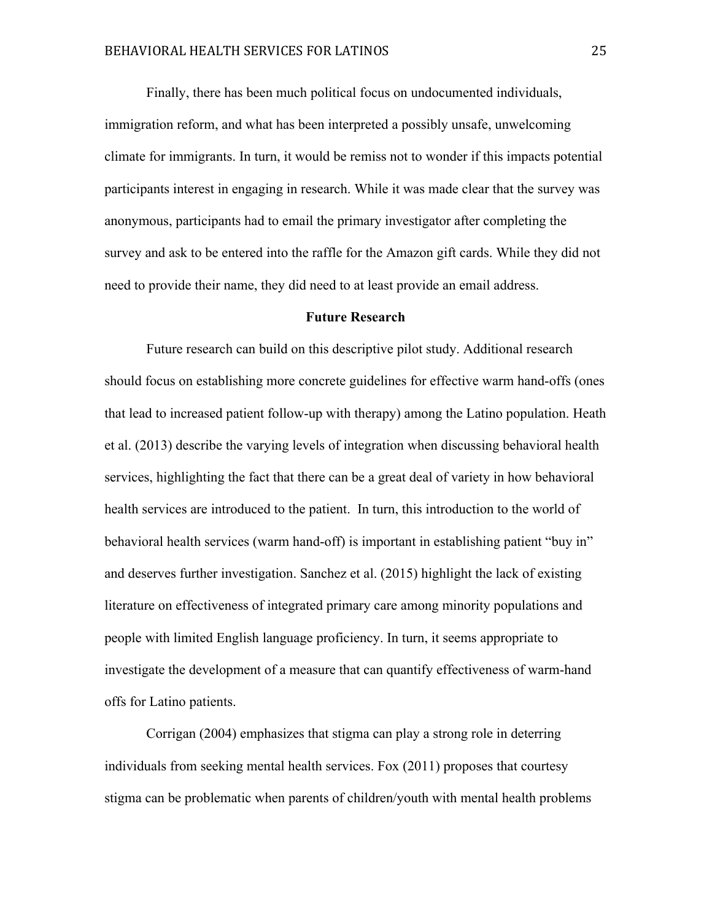Finally, there has been much political focus on undocumented individuals, immigration reform, and what has been interpreted a possibly unsafe, unwelcoming climate for immigrants. In turn, it would be remiss not to wonder if this impacts potential participants interest in engaging in research. While it was made clear that the survey was anonymous, participants had to email the primary investigator after completing the survey and ask to be entered into the raffle for the Amazon gift cards. While they did not need to provide their name, they did need to at least provide an email address.

## Future Research

Future research can build on this descriptive pilot study. Additional research should focus on establishing more concrete guidelines for effective warm hand-offs (ones that lead to increased patient follow-up with therapy) among the Latino population. Heath et al. (2013) describe the varying levels of integration when discussing behavioral health services, highlighting the fact that there can be a great deal of variety in how behavioral health services are introduced to the patient. In turn, this introduction to the world of behavioral health services (warm hand-off) is important in establishing patient "buy in" and deserves further investigation. Sanchez et al. (2015) highlight the lack of existing literature on effectiveness of integrated primary care among minority populations and people with limited English language proficiency. In turn, it seems appropriate to investigate the development of a measure that can quantify effectiveness of warm-hand offs for Latino patients.

Corrigan (2004) emphasizes that stigma can play a strong role in deterring individuals from seeking mental health services. Fox (2011) proposes that courtesy stigma can be problematic when parents of children/youth with mental health problems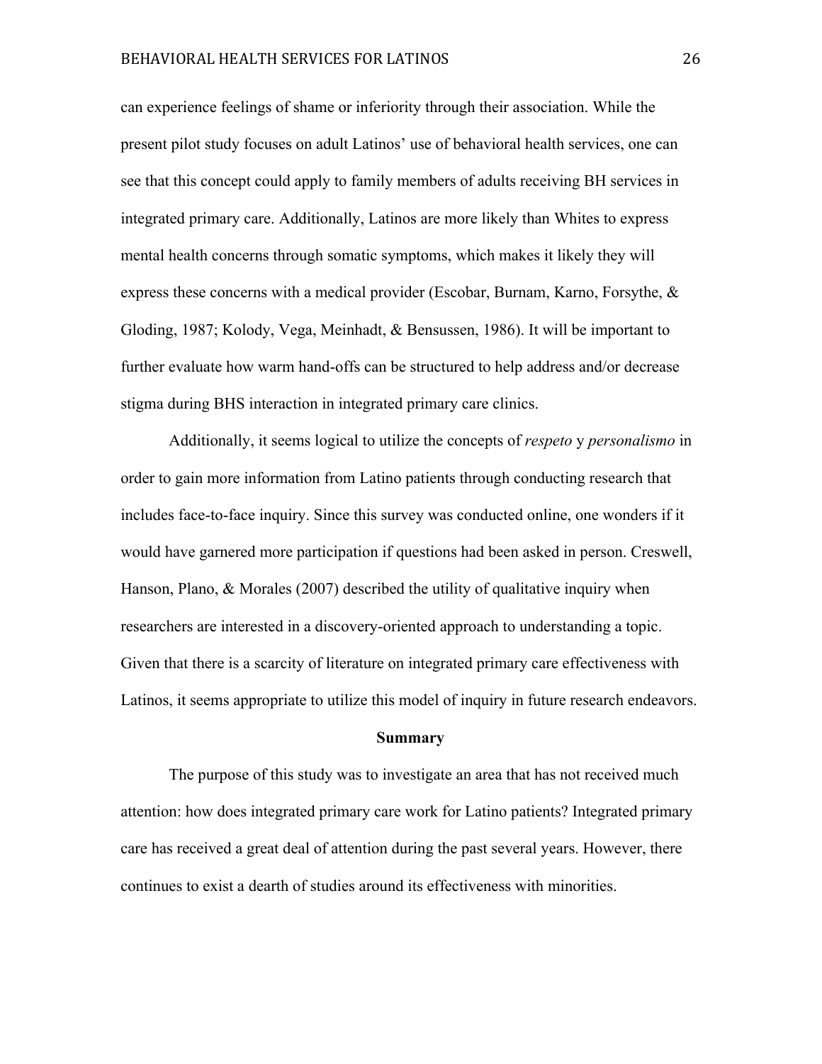can experience feelings of shame or inferiority through their association. While the present pilot study focuses on adult Latinos' use of behavioral health services, one can see that this concept could apply to family members of adults receiving BH services in integrated primary care. Additionally, Latinos are more likely than Whites to express mental health concerns through somatic symptoms, which makes it likely they will express these concerns with a medical provider (Escobar, Burnam, Karno, Forsythe, & Gloding, 1987; Kolody, Vega, Meinhadt, & Bensussen, 1986). It will be important to further evaluate how warm hand-offs can be structured to help address and/or decrease stigma during BHS interaction in integrated primary care clinics.

Additionally, it seems logical to utilize the concepts of *respeto* y *personalismo* in order to gain more information from Latino patients through conducting research that includes face-to-face inquiry. Since this survey was conducted online, one wonders if it would have garnered more participation if questions had been asked in person. Creswell, Hanson, Plano, & Morales (2007) described the utility of qualitative inquiry when researchers are interested in a discovery-oriented approach to understanding a topic. Given that there is a scarcity of literature on integrated primary care effectiveness with Latinos, it seems appropriate to utilize this model of inquiry in future research endeavors.

## Summary

The purpose of this study was to investigate an area that has not received much attention: how does integrated primary care work for Latino patients? Integrated primary care has received a great deal of attention during the past several years. However, there continues to exist a dearth of studies around its effectiveness with minorities.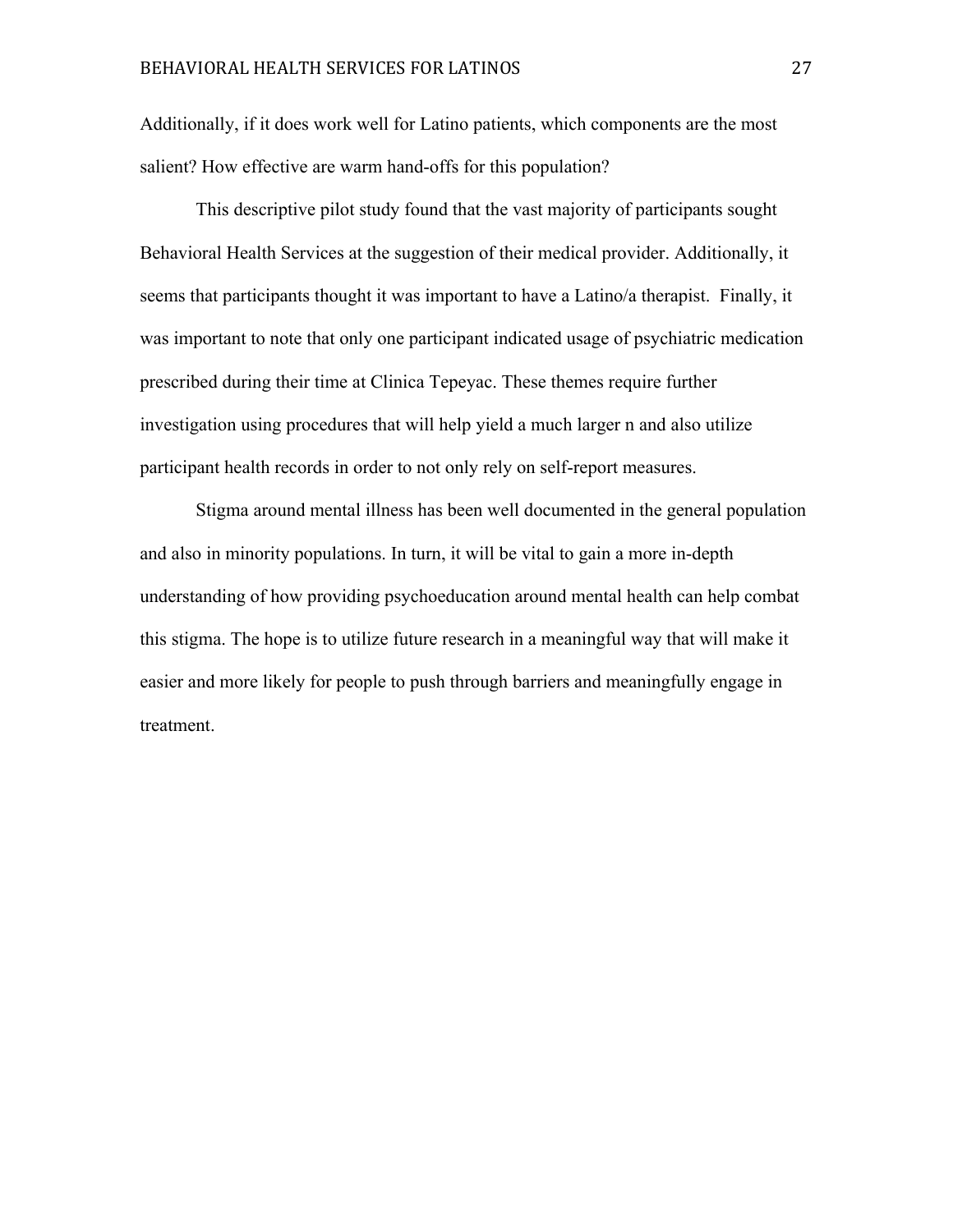Additionally, if it does work well for Latino patients, which components are the most salient? How effective are warm hand-offs for this population?

This descriptive pilot study found that the vast majority of participants sought Behavioral Health Services at the suggestion of their medical provider. Additionally, it seems that participants thought it was important to have a Latino/a therapist. Finally, it was important to note that only one participant indicated usage of psychiatric medication prescribed during their time at Clinica Tepeyac. These themes require further investigation using procedures that will help yield a much larger n and also utilize participant health records in order to not only rely on self-report measures.

Stigma around mental illness has been well documented in the general population and also in minority populations. In turn, it will be vital to gain a more in-depth understanding of how providing psychoeducation around mental health can help combat this stigma. The hope is to utilize future research in a meaningful way that will make it easier and more likely for people to push through barriers and meaningfully engage in treatment.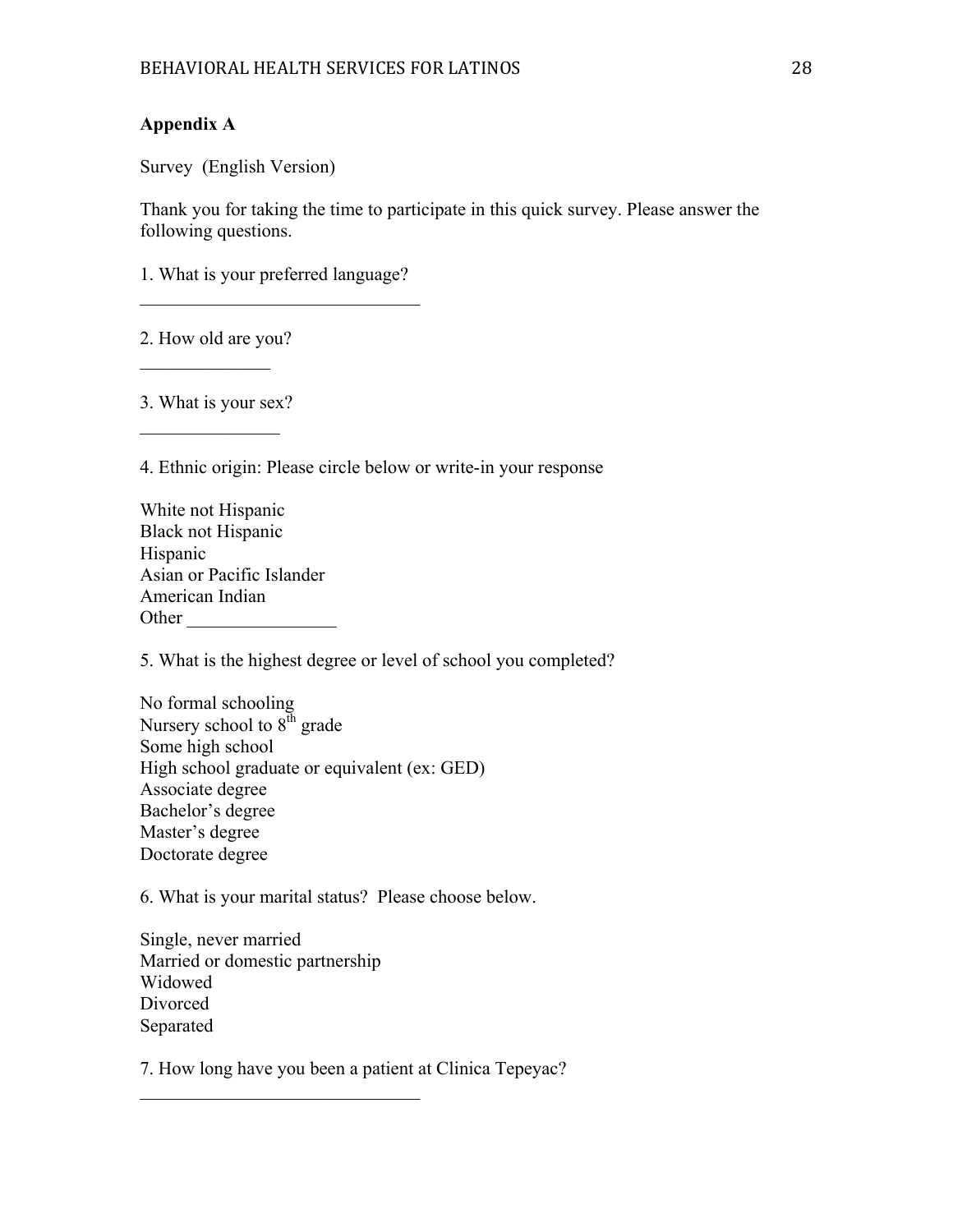**Appendix A**

Survey (English Version)

Thank you for taking the time to participate in this quick survey. Please answer the following questions.

1. What is your preferred language?

______________________________

2. How old are you?

______________

3. What is your sex?

_______________

4. Ethnic origin: Please circle below or write-in your response

White not Hispanic
Black not Hispanic
Hispanic
Asian or Pacific Islander
American Indian
Other ________________

5. What is the highest degree or level of school you completed?

No formal schooling
Nursery school to 8th grade
Some high school
High school graduate or equivalent (ex: GED)
Associate degree
Bachelor's degree
Master's degree
Doctorate degree

6. What is your marital status? Please choose below.

Single, never married
Married or domestic partnership
Widowed
Divorced
Separated

7. How long have you been a patient at Clinica Tepeyac?

______________________________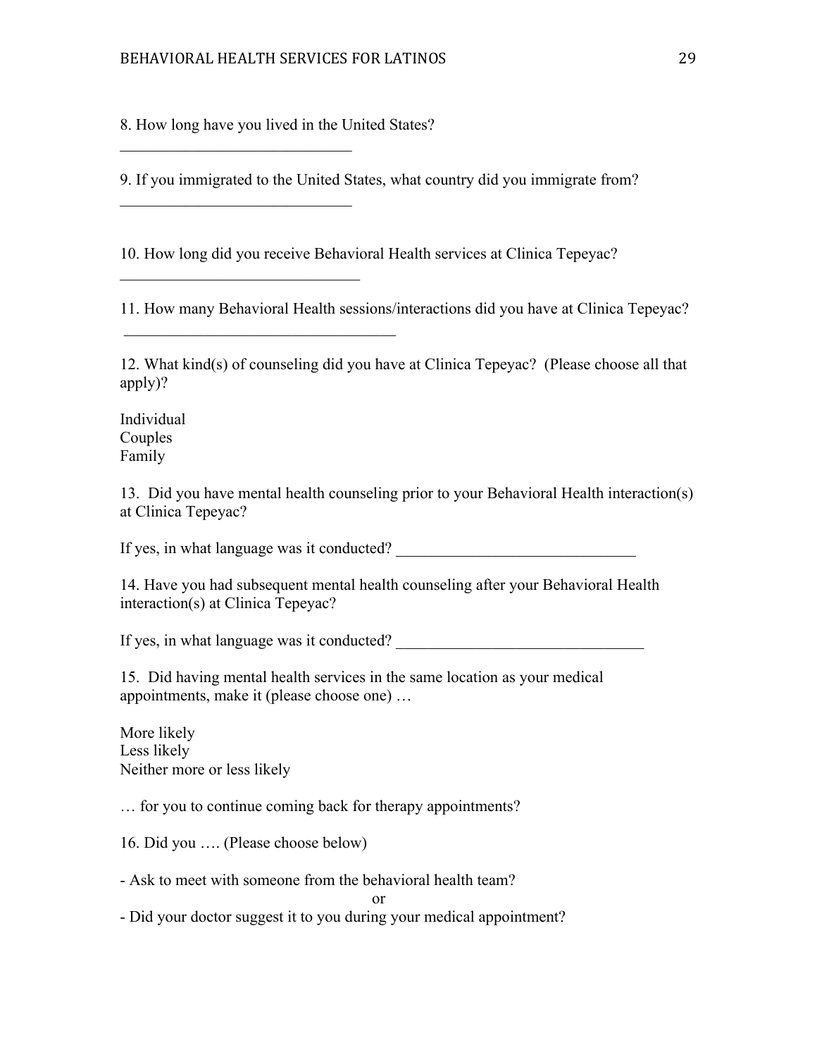8. How long have you lived in the United States?

______________________________

9. If you immigrated to the United States, what country did you immigrate from?

______________________________

10. How long did you receive Behavioral Health services at Clinica Tepeyac?

_______________________________

11. How many Behavioral Health sessions/interactions did you have at Clinica Tepeyac?

___________________________________

12. What kind(s) of counseling did you have at Clinica Tepeyac? (Please choose all that apply)?

Individual
Couples
Family

13. Did you have mental health counseling prior to your Behavioral Health interaction(s) at Clinica Tepeyac?

If yes, in what language was it conducted? ______________________________

14. Have you had subsequent mental health counseling after your Behavioral Health interaction(s) at Clinica Tepeyac?

If yes, in what language was it conducted? _______________________________

15. Did having mental health services in the same location as your medical appointments, make it (please choose one) …

More likely
Less likely
Neither more or less likely

… for you to continue coming back for therapy appointments?

16. Did you …. (Please choose below)

- Ask to meet with someone from the behavioral health team?

or

- Did your doctor suggest it to you during your medical appointment?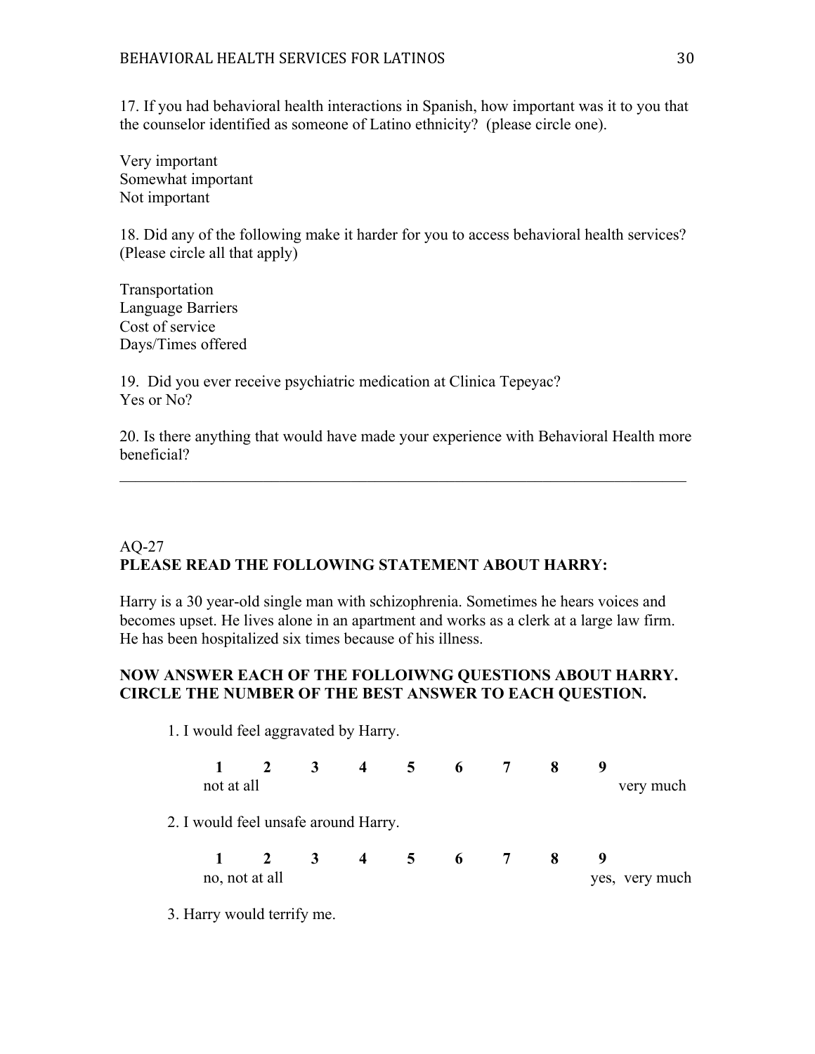17. If you had behavioral health interactions in Spanish, how important was it to you that the counselor identified as someone of Latino ethnicity? (please circle one).

Very important
Somewhat important
Not important

18. Did any of the following make it harder for you to access behavioral health services? (Please circle all that apply)

Transportation
Language Barriers
Cost of service
Days/Times offered

19. Did you ever receive psychiatric medication at Clinica Tepeyac?
Yes or No?

20. Is there anything that would have made your experience with Behavioral Health more beneficial?

___________________________________________________________________________

AQ-27

**PLEASE READ THE FOLLOWING STATEMENT ABOUT HARRY:**

Harry is a 30 year-old single man with schizophrenia. Sometimes he hears voices and becomes upset. He lives alone in an apartment and works as a clerk at a large law firm. He has been hospitalized six times because of his illness.

**NOW ANSWER EACH OF THE FOLLOIWNG QUESTIONS ABOUT HARRY. CIRCLE THE NUMBER OF THE BEST ANSWER TO EACH QUESTION.**

1. I would feel aggravated by Harry.

**1 2 3 4 5 6 7 8 9**
not at all ... very much

2. I would feel unsafe around Harry.

**1 2 3 4 5 6 7 8 9**
no, not at all ... yes, very much

3. Harry would terrify me.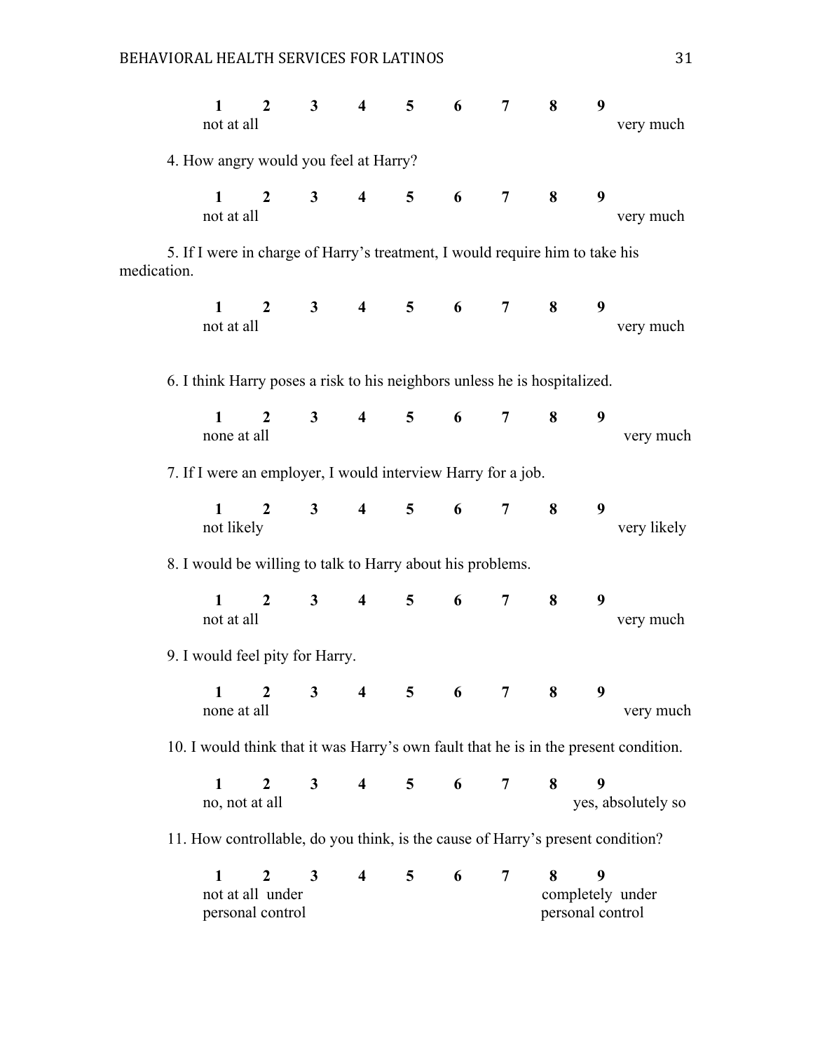**1 2 3 4 5 6 7 8 9**
not at all very much

4. How angry would you feel at Harry?

**1 2 3 4 5 6 7 8 9**
not at all very much

5. If I were in charge of Harry's treatment, I would require him to take his medication.

**1 2 3 4 5 6 7 8 9**
not at all very much

6. I think Harry poses a risk to his neighbors unless he is hospitalized.

**1 2 3 4 5 6 7 8 9**
none at all very much

7. If I were an employer, I would interview Harry for a job.

**1 2 3 4 5 6 7 8 9**
not likely very likely

8. I would be willing to talk to Harry about his problems.

**1 2 3 4 5 6 7 8 9**
not at all very much

9. I would feel pity for Harry.

**1 2 3 4 5 6 7 8 9**
none at all very much

10. I would think that it was Harry's own fault that he is in the present condition.

**1 2 3 4 5 6 7 8 9**
no, not at all yes, absolutely so

11. How controllable, do you think, is the cause of Harry's present condition?

**1 2 3 4 5 6 7 8 9**
not at all under personal control completely under personal control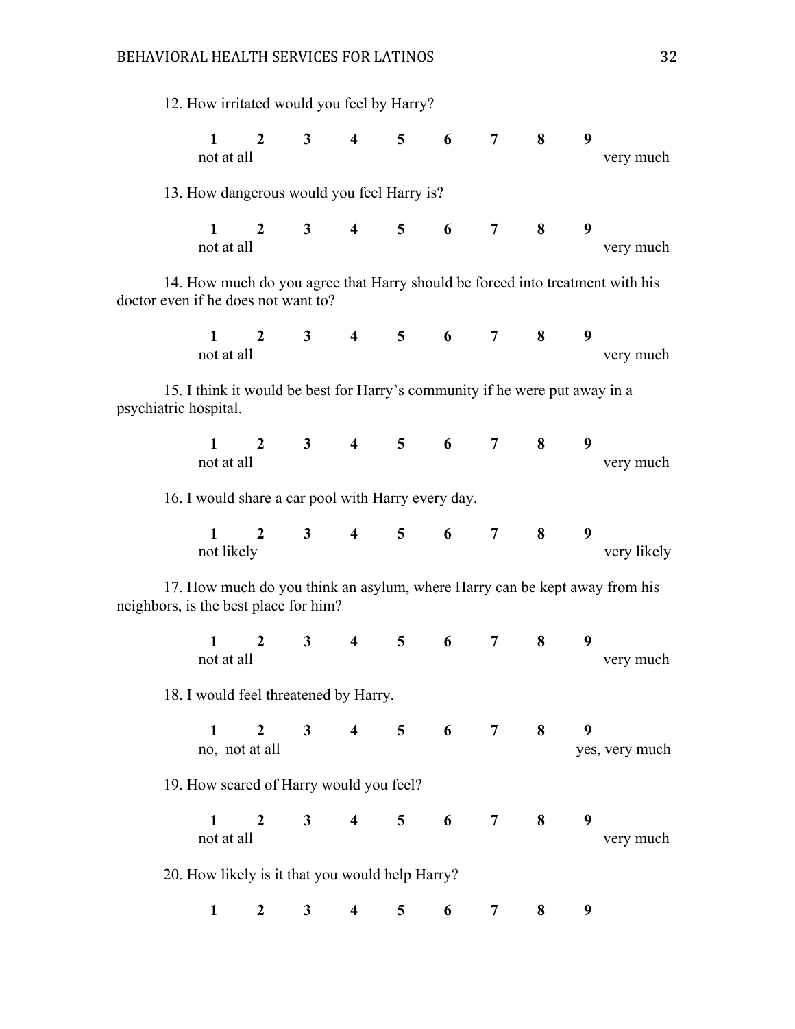12. How irritated would you feel by Harry?

| 1 | 2 | 3 | 4 | 5 | 6 | 7 | 8 | 9 |
|---|---|---|---|---|---|---|---|---|
| not at all | | | | | | | | very much |

13. How dangerous would you feel Harry is?

| 1 | 2 | 3 | 4 | 5 | 6 | 7 | 8 | 9 |
|---|---|---|---|---|---|---|---|---|
| not at all | | | | | | | | very much |

14. How much do you agree that Harry should be forced into treatment with his doctor even if he does not want to?

| 1 | 2 | 3 | 4 | 5 | 6 | 7 | 8 | 9 |
|---|---|---|---|---|---|---|---|---|
| not at all | | | | | | | | very much |

15. I think it would be best for Harry's community if he were put away in a psychiatric hospital.

| 1 | 2 | 3 | 4 | 5 | 6 | 7 | 8 | 9 |
|---|---|---|---|---|---|---|---|---|
| not at all | | | | | | | | very much |

16. I would share a car pool with Harry every day.

| 1 | 2 | 3 | 4 | 5 | 6 | 7 | 8 | 9 |
|---|---|---|---|---|---|---|---|---|
| not likely | | | | | | | | very likely |

17. How much do you think an asylum, where Harry can be kept away from his neighbors, is the best place for him?

| 1 | 2 | 3 | 4 | 5 | 6 | 7 | 8 | 9 |
|---|---|---|---|---|---|---|---|---|
| not at all | | | | | | | | very much |

18. I would feel threatened by Harry.

| 1 | 2 | 3 | 4 | 5 | 6 | 7 | 8 | 9 |
|---|---|---|---|---|---|---|---|---|
| no, not at all | | | | | | | | yes, very much |

19. How scared of Harry would you feel?

| 1 | 2 | 3 | 4 | 5 | 6 | 7 | 8 | 9 |
|---|---|---|---|---|---|---|---|---|
| not at all | | | | | | | | very much |

20. How likely is it that you would help Harry?

| 1 | 2 | 3 | 4 | 5 | 6 | 7 | 8 | 9 |
|---|---|---|---|---|---|---|---|---|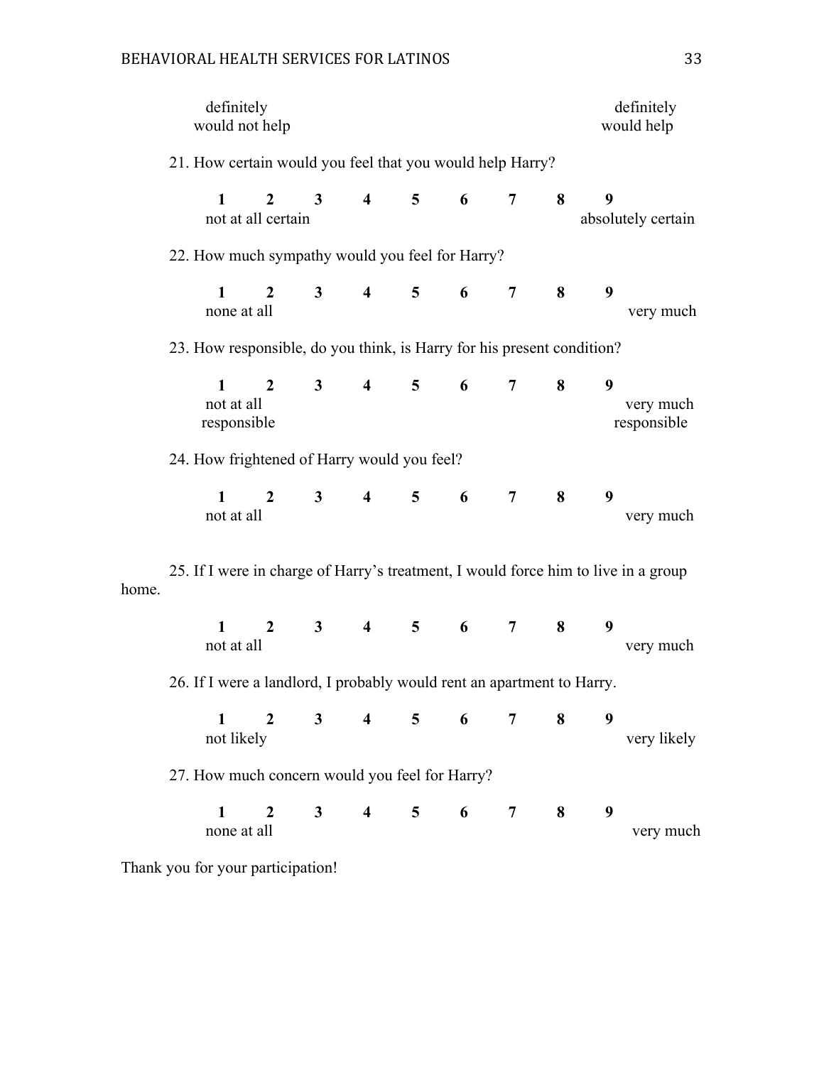definitely would not help &nbsp;&nbsp;&nbsp;&nbsp;&nbsp;&nbsp;&nbsp;&nbsp;&nbsp;&nbsp;&nbsp;&nbsp;&nbsp;&nbsp;&nbsp;&nbsp;&nbsp;&nbsp;&nbsp;&nbsp;&nbsp;&nbsp;&nbsp;&nbsp;&nbsp;&nbsp;&nbsp;&nbsp;&nbsp;&nbsp;&nbsp;&nbsp;&nbsp;&nbsp;&nbsp;&nbsp;&nbsp;&nbsp;&nbsp;&nbsp; definitely would help

21. How certain would you feel that you would help Harry?

**1 &nbsp;&nbsp; 2 &nbsp;&nbsp; 3 &nbsp;&nbsp; 4 &nbsp;&nbsp; 5 &nbsp;&nbsp; 6 &nbsp;&nbsp; 7 &nbsp;&nbsp; 8 &nbsp;&nbsp; 9**

not at all certain &nbsp;&nbsp;&nbsp;&nbsp;&nbsp;&nbsp;&nbsp;&nbsp;&nbsp;&nbsp;&nbsp;&nbsp;&nbsp;&nbsp;&nbsp;&nbsp;&nbsp;&nbsp;&nbsp;&nbsp;&nbsp;&nbsp;&nbsp;&nbsp;&nbsp;&nbsp;&nbsp;&nbsp;&nbsp;&nbsp; absolutely certain

22. How much sympathy would you feel for Harry?

**1 &nbsp;&nbsp; 2 &nbsp;&nbsp; 3 &nbsp;&nbsp; 4 &nbsp;&nbsp; 5 &nbsp;&nbsp; 6 &nbsp;&nbsp; 7 &nbsp;&nbsp; 8 &nbsp;&nbsp; 9**

none at all &nbsp;&nbsp;&nbsp;&nbsp;&nbsp;&nbsp;&nbsp;&nbsp;&nbsp;&nbsp;&nbsp;&nbsp;&nbsp;&nbsp;&nbsp;&nbsp;&nbsp;&nbsp;&nbsp;&nbsp;&nbsp;&nbsp;&nbsp;&nbsp;&nbsp;&nbsp;&nbsp;&nbsp;&nbsp;&nbsp;&nbsp;&nbsp;&nbsp;&nbsp;&nbsp;&nbsp; very much

23. How responsible, do you think, is Harry for his present condition?

**1 &nbsp;&nbsp; 2 &nbsp;&nbsp; 3 &nbsp;&nbsp; 4 &nbsp;&nbsp; 5 &nbsp;&nbsp; 6 &nbsp;&nbsp; 7 &nbsp;&nbsp; 8 &nbsp;&nbsp; 9**

not at all responsible &nbsp;&nbsp;&nbsp;&nbsp;&nbsp;&nbsp;&nbsp;&nbsp;&nbsp;&nbsp;&nbsp;&nbsp;&nbsp;&nbsp;&nbsp;&nbsp;&nbsp;&nbsp;&nbsp;&nbsp;&nbsp;&nbsp;&nbsp;&nbsp;&nbsp;&nbsp;&nbsp;&nbsp;&nbsp;&nbsp; very much responsible

24. How frightened of Harry would you feel?

**1 &nbsp;&nbsp; 2 &nbsp;&nbsp; 3 &nbsp;&nbsp; 4 &nbsp;&nbsp; 5 &nbsp;&nbsp; 6 &nbsp;&nbsp; 7 &nbsp;&nbsp; 8 &nbsp;&nbsp; 9**

not at all &nbsp;&nbsp;&nbsp;&nbsp;&nbsp;&nbsp;&nbsp;&nbsp;&nbsp;&nbsp;&nbsp;&nbsp;&nbsp;&nbsp;&nbsp;&nbsp;&nbsp;&nbsp;&nbsp;&nbsp;&nbsp;&nbsp;&nbsp;&nbsp;&nbsp;&nbsp;&nbsp;&nbsp;&nbsp;&nbsp;&nbsp;&nbsp;&nbsp;&nbsp;&nbsp;&nbsp; very much

25. If I were in charge of Harry's treatment, I would force him to live in a group home.

**1 &nbsp;&nbsp; 2 &nbsp;&nbsp; 3 &nbsp;&nbsp; 4 &nbsp;&nbsp; 5 &nbsp;&nbsp; 6 &nbsp;&nbsp; 7 &nbsp;&nbsp; 8 &nbsp;&nbsp; 9**

not at all &nbsp;&nbsp;&nbsp;&nbsp;&nbsp;&nbsp;&nbsp;&nbsp;&nbsp;&nbsp;&nbsp;&nbsp;&nbsp;&nbsp;&nbsp;&nbsp;&nbsp;&nbsp;&nbsp;&nbsp;&nbsp;&nbsp;&nbsp;&nbsp;&nbsp;&nbsp;&nbsp;&nbsp;&nbsp;&nbsp;&nbsp;&nbsp;&nbsp;&nbsp;&nbsp;&nbsp; very much

26. If I were a landlord, I probably would rent an apartment to Harry.

**1 &nbsp;&nbsp; 2 &nbsp;&nbsp; 3 &nbsp;&nbsp; 4 &nbsp;&nbsp; 5 &nbsp;&nbsp; 6 &nbsp;&nbsp; 7 &nbsp;&nbsp; 8 &nbsp;&nbsp; 9**

not likely &nbsp;&nbsp;&nbsp;&nbsp;&nbsp;&nbsp;&nbsp;&nbsp;&nbsp;&nbsp;&nbsp;&nbsp;&nbsp;&nbsp;&nbsp;&nbsp;&nbsp;&nbsp;&nbsp;&nbsp;&nbsp;&nbsp;&nbsp;&nbsp;&nbsp;&nbsp;&nbsp;&nbsp;&nbsp;&nbsp;&nbsp;&nbsp;&nbsp;&nbsp;&nbsp;&nbsp; very likely

27. How much concern would you feel for Harry?

**1 &nbsp;&nbsp; 2 &nbsp;&nbsp; 3 &nbsp;&nbsp; 4 &nbsp;&nbsp; 5 &nbsp;&nbsp; 6 &nbsp;&nbsp; 7 &nbsp;&nbsp; 8 &nbsp;&nbsp; 9**

none at all &nbsp;&nbsp;&nbsp;&nbsp;&nbsp;&nbsp;&nbsp;&nbsp;&nbsp;&nbsp;&nbsp;&nbsp;&nbsp;&nbsp;&nbsp;&nbsp;&nbsp;&nbsp;&nbsp;&nbsp;&nbsp;&nbsp;&nbsp;&nbsp;&nbsp;&nbsp;&nbsp;&nbsp;&nbsp;&nbsp;&nbsp;&nbsp;&nbsp;&nbsp;&nbsp;&nbsp; very much

Thank you for your participation!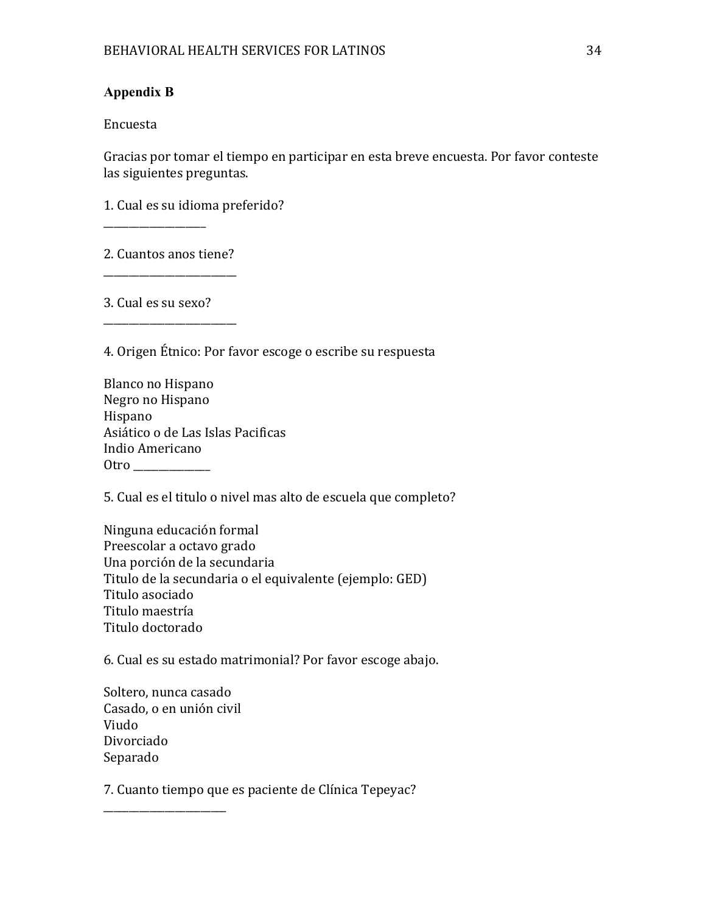**Appendix B**

Encuesta

Gracias por tomar el tiempo en participar en esta breve encuesta. Por favor conteste las siguientes preguntas.

1. Cual es su idioma preferido?
___________________

2. Cuantos anos tiene?
_________________________

3. Cual es su sexo?
_________________________

4. Origen Étnico: Por favor escoge o escribe su respuesta

Blanco no Hispano
Negro no Hispano
Hispano
Asiático o de Las Islas Pacificas
Indio Americano
Otro ______________

5. Cual es el titulo o nivel mas alto de escuela que completo?

Ninguna educación formal
Preescolar a octavo grado
Una porción de la secundaria
Titulo de la secundaria o el equivalente (ejemplo: GED)
Titulo asociado
Titulo maestría
Titulo doctorado

6. Cual es su estado matrimonial? Por favor escoge abajo.

Soltero, nunca casado
Casado, o en unión civil
Viudo
Divorciado
Separado

7. Cuanto tiempo que es paciente de Clínica Tepeyac?
_______________________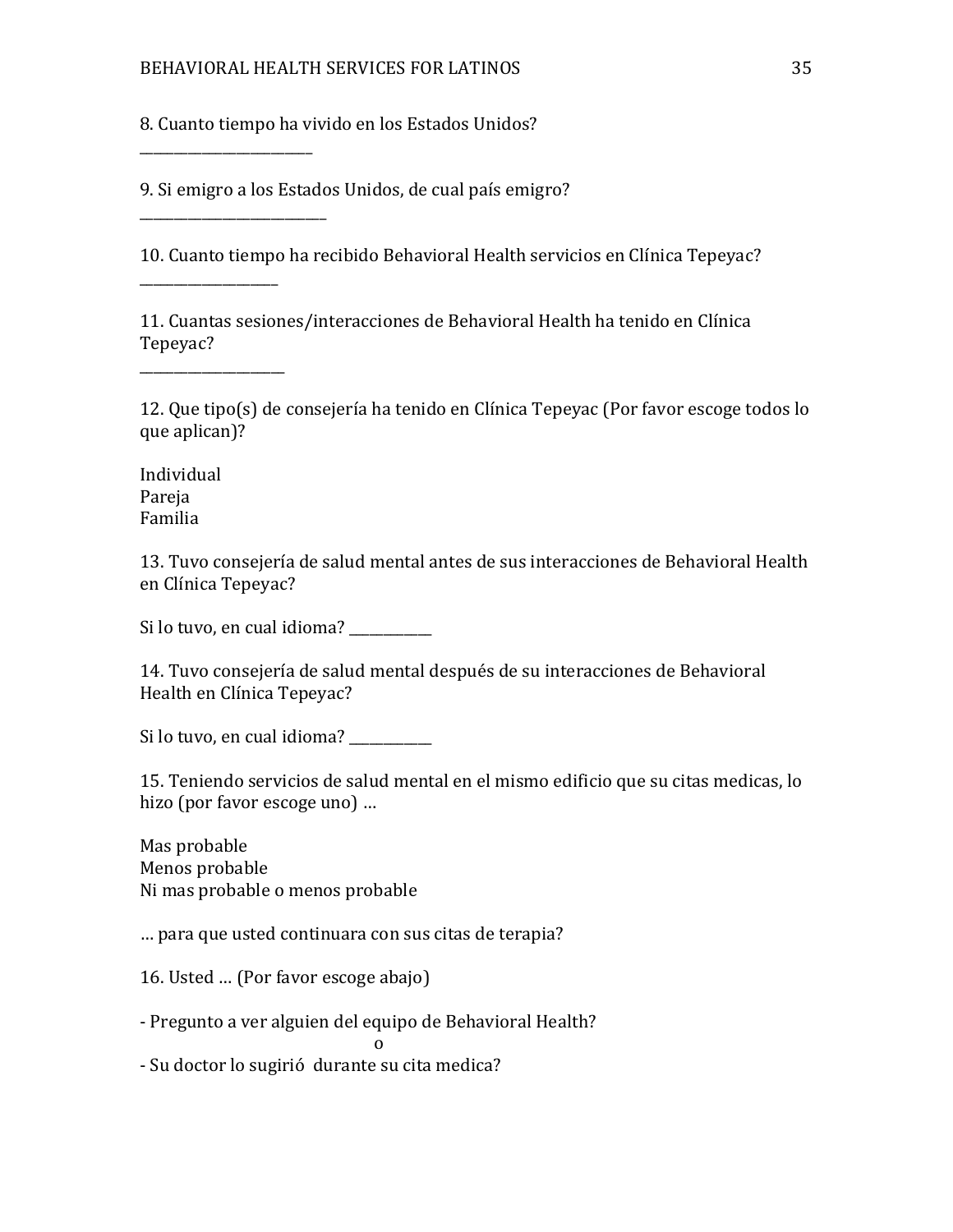8. Cuanto tiempo ha vivido en los Estados Unidos?

_________________________

9. Si emigro a los Estados Unidos, de cual país emigro?

___________________________

10. Cuanto tiempo ha recibido Behavioral Health servicios en Clínica Tepeyac?

____________________

11. Cuantas sesiones/interacciones de Behavioral Health ha tenido en Clínica Tepeyac?

_____________________

12. Que tipo(s) de consejería ha tenido en Clínica Tepeyac (Por favor escoge todos lo que aplican)?

Individual  
Pareja  
Familia

13. Tuvo consejería de salud mental antes de sus interacciones de Behavioral Health en Clínica Tepeyac?

Si lo tuvo, en cual idioma? ____________

14. Tuvo consejería de salud mental después de su interacciones de Behavioral Health en Clínica Tepeyac?

Si lo tuvo, en cual idioma? ____________

15. Teniendo servicios de salud mental en el mismo edificio que su citas medicas, lo hizo (por favor escoge uno) …

Mas probable  
Menos probable  
Ni mas probable o menos probable

… para que usted continuara con sus citas de terapia?

16. Usted … (Por favor escoge abajo)

- Pregunto a ver alguien del equipo de Behavioral Health?

o

- Su doctor lo sugirió durante su cita medica?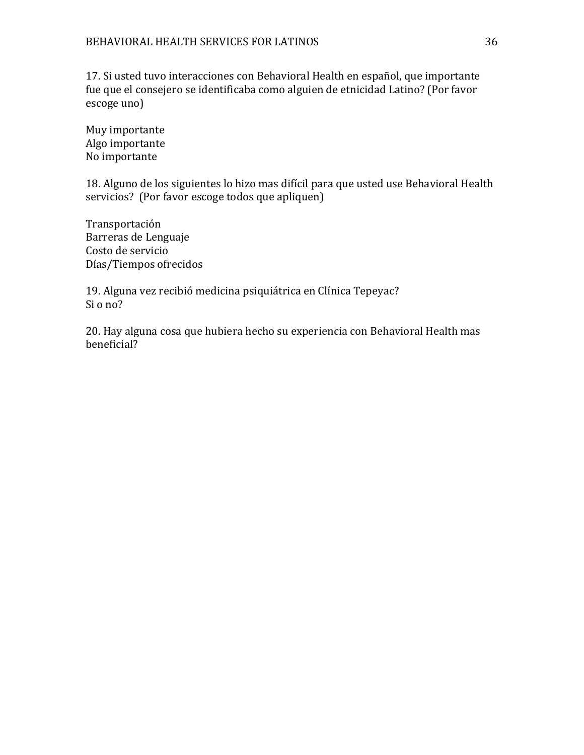17. Si usted tuvo interacciones con Behavioral Health en español, que importante fue que el consejero se identificaba como alguien de etnicidad Latino? (Por favor escoge uno)

Muy importante
Algo importante
No importante

18. Alguno de los siguientes lo hizo mas difícil para que usted use Behavioral Health servicios? (Por favor escoge todos que apliquen)

Transportación
Barreras de Lenguaje
Costo de servicio
Días/Tiempos ofrecidos

19. Alguna vez recibió medicina psiquiátrica en Clínica Tepeyac?
Si o no?

20. Hay alguna cosa que hubiera hecho su experiencia con Behavioral Health mas beneficial?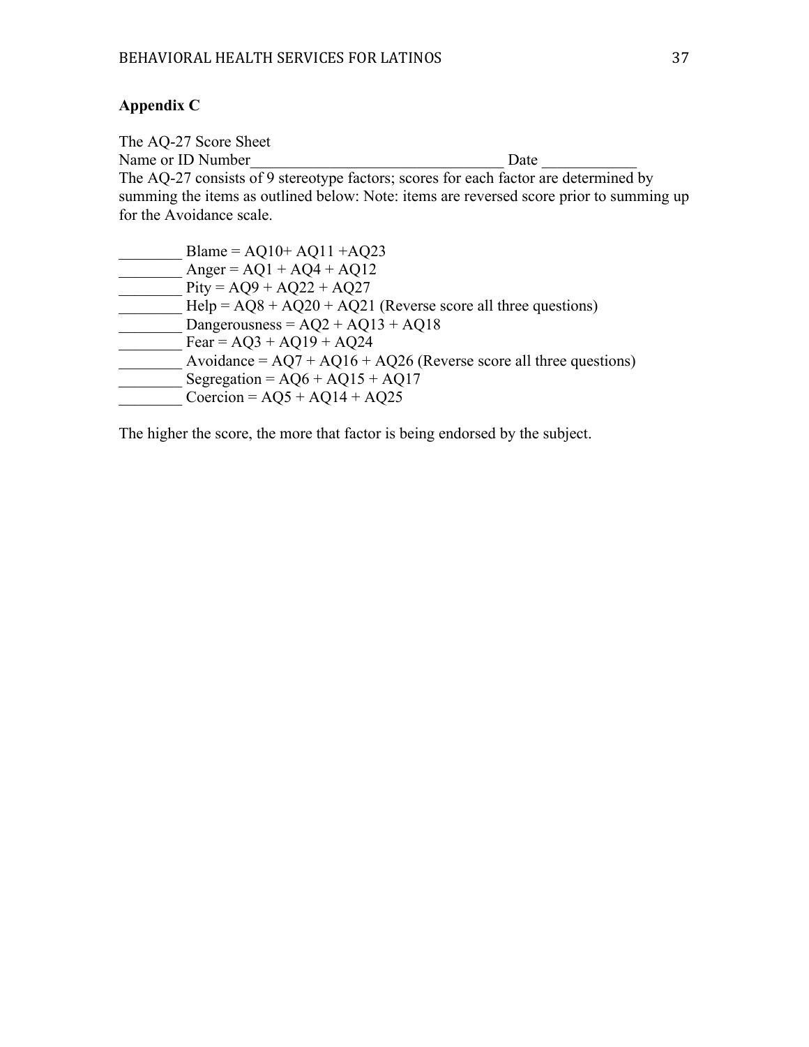**Appendix C**

The AQ-27 Score Sheet
Name or ID Number_________________________________ Date ____________
The AQ-27 consists of 9 stereotype factors; scores for each factor are determined by summing the items as outlined below: Note: items are reversed score prior to summing up for the Avoidance scale.

________ Blame = AQ10+ AQ11 +AQ23
________ Anger = AQ1 + AQ4 + AQ12
________ Pity = AQ9 + AQ22 + AQ27
________ Help = AQ8 + AQ20 + AQ21 (Reverse score all three questions)
________ Dangerousness = AQ2 + AQ13 + AQ18
________ Fear = AQ3 + AQ19 + AQ24
________ Avoidance = AQ7 + AQ16 + AQ26 (Reverse score all three questions)
________ Segregation = AQ6 + AQ15 + AQ17
________ Coercion = AQ5 + AQ14 + AQ25

The higher the score, the more that factor is being endorsed by the subject.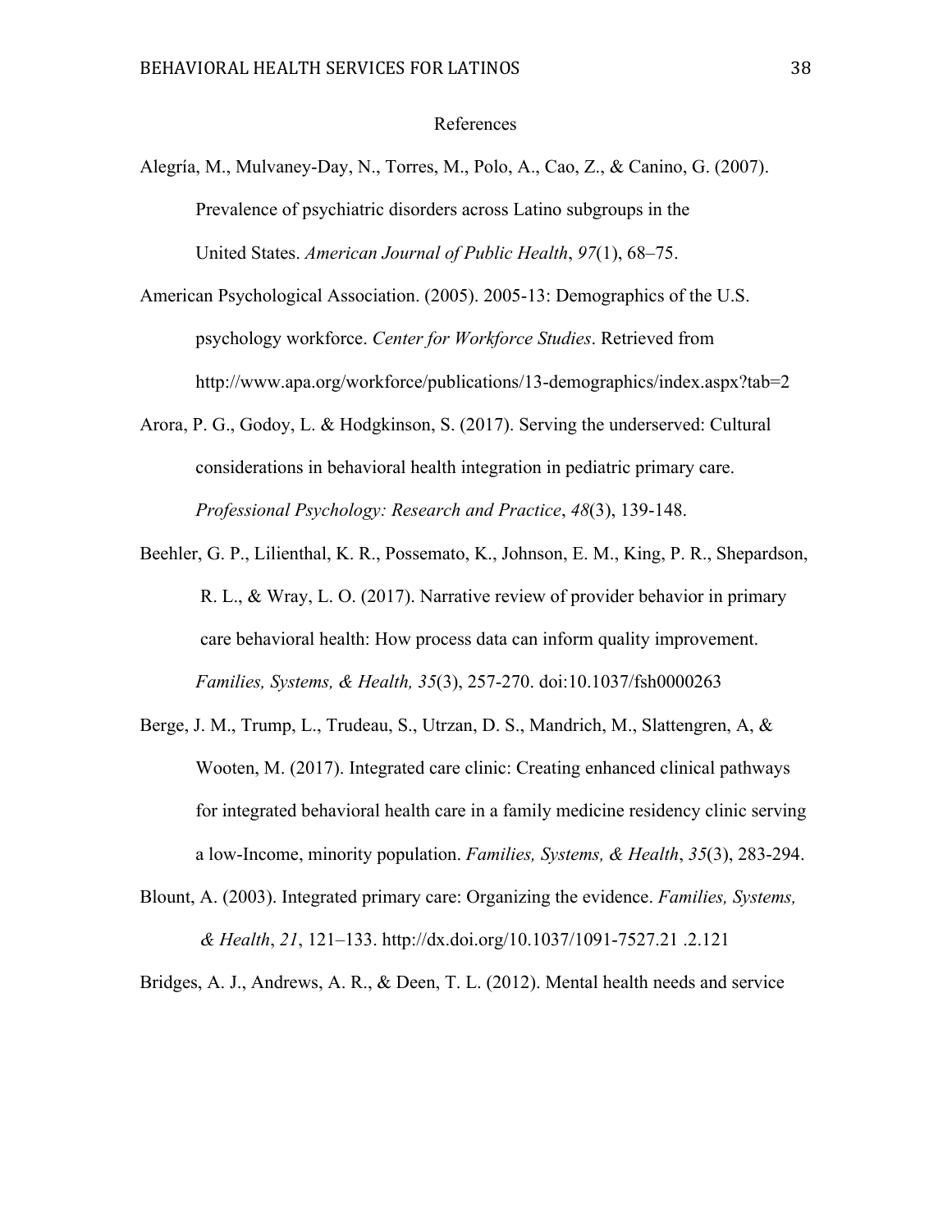# References

Alegría, M., Mulvaney-Day, N., Torres, M., Polo, A., Cao, Z., & Canino, G. (2007). Prevalence of psychiatric disorders across Latino subgroups in the United States. *American Journal of Public Health*, *97*(1), 68–75.

American Psychological Association. (2005). 2005-13: Demographics of the U.S. psychology workforce. *Center for Workforce Studies*. Retrieved from http://www.apa.org/workforce/publications/13-demographics/index.aspx?tab=2

Arora, P. G., Godoy, L. & Hodgkinson, S. (2017). Serving the underserved: Cultural considerations in behavioral health integration in pediatric primary care. *Professional Psychology: Research and Practice*, *48*(3), 139-148.

Beehler, G. P., Lilienthal, K. R., Possemato, K., Johnson, E. M., King, P. R., Shepardson, R. L., & Wray, L. O. (2017). Narrative review of provider behavior in primary care behavioral health: How process data can inform quality improvement. *Families, Systems, & Health, 35*(3), 257-270. doi:10.1037/fsh0000263

Berge, J. M., Trump, L., Trudeau, S., Utrzan, D. S., Mandrich, M., Slattengren, A, & Wooten, M. (2017). Integrated care clinic: Creating enhanced clinical pathways for integrated behavioral health care in a family medicine residency clinic serving a low-Income, minority population. *Families, Systems, & Health*, *35*(3), 283-294.

Blount, A. (2003). Integrated primary care: Organizing the evidence. *Families, Systems, & Health*, *21*, 121–133. http://dx.doi.org/10.1037/1091-7527.21 .2.121

Bridges, A. J., Andrews, A. R., & Deen, T. L. (2012). Mental health needs and service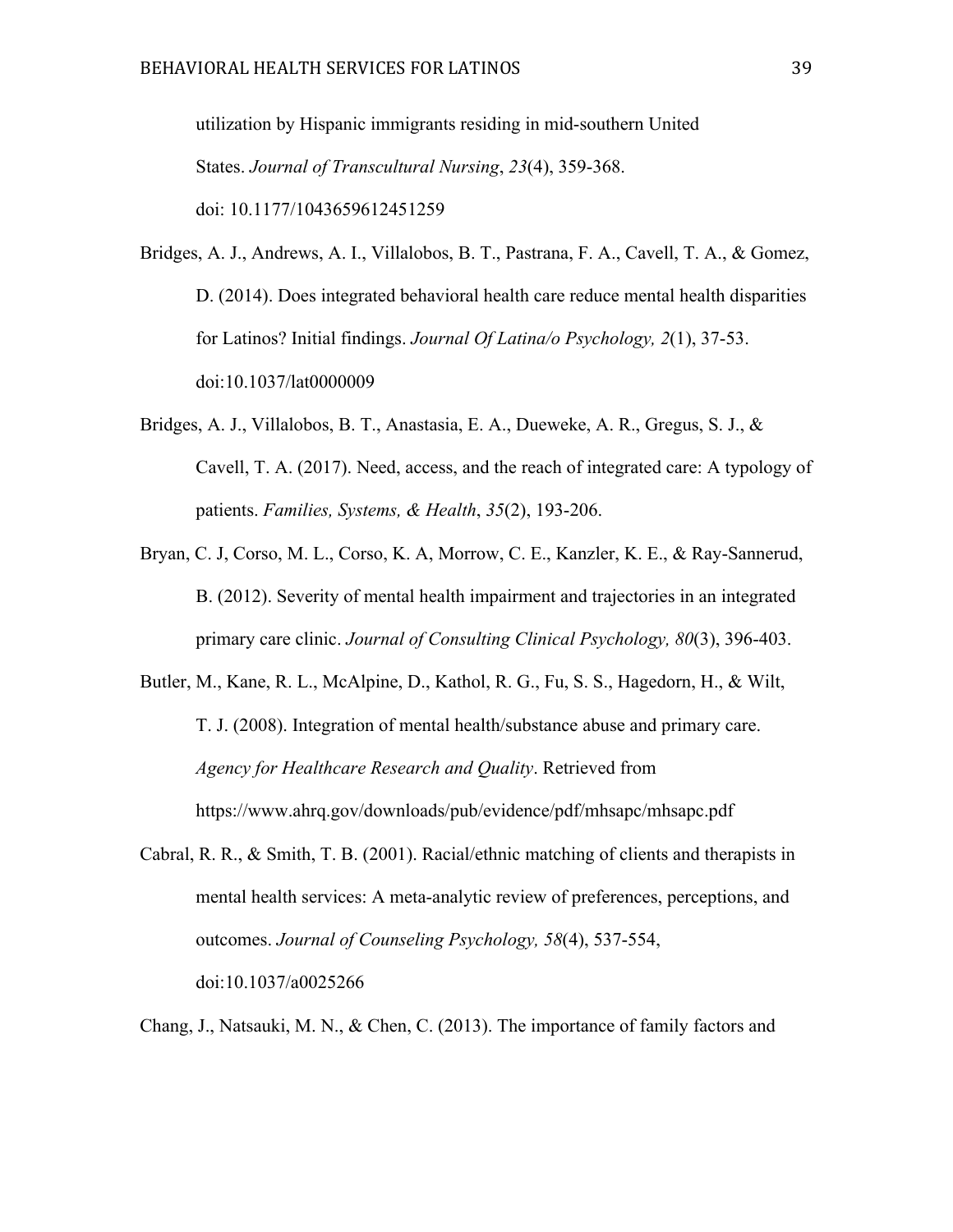utilization by Hispanic immigrants residing in mid-southern United States. *Journal of Transcultural Nursing*, *23*(4), 359-368. doi: 10.1177/1043659612451259

Bridges, A. J., Andrews, A. I., Villalobos, B. T., Pastrana, F. A., Cavell, T. A., & Gomez, D. (2014). Does integrated behavioral health care reduce mental health disparities for Latinos? Initial findings. *Journal Of Latina/o Psychology, 2*(1), 37-53. doi:10.1037/lat0000009

Bridges, A. J., Villalobos, B. T., Anastasia, E. A., Dueweke, A. R., Gregus, S. J., & Cavell, T. A. (2017). Need, access, and the reach of integrated care: A typology of patients. *Families, Systems, & Health*, *35*(2), 193-206.

Bryan, C. J, Corso, M. L., Corso, K. A, Morrow, C. E., Kanzler, K. E., & Ray-Sannerud, B. (2012). Severity of mental health impairment and trajectories in an integrated primary care clinic. *Journal of Consulting Clinical Psychology, 80*(3), 396-403.

Butler, M., Kane, R. L., McAlpine, D., Kathol, R. G., Fu, S. S., Hagedorn, H., & Wilt, T. J. (2008). Integration of mental health/substance abuse and primary care. *Agency for Healthcare Research and Quality*. Retrieved from https://www.ahrq.gov/downloads/pub/evidence/pdf/mhsapc/mhsapc.pdf

Cabral, R. R., & Smith, T. B. (2001). Racial/ethnic matching of clients and therapists in mental health services: A meta-analytic review of preferences, perceptions, and outcomes. *Journal of Counseling Psychology, 58*(4), 537-554, doi:10.1037/a0025266

Chang, J., Natsauki, M. N., & Chen, C. (2013). The importance of family factors and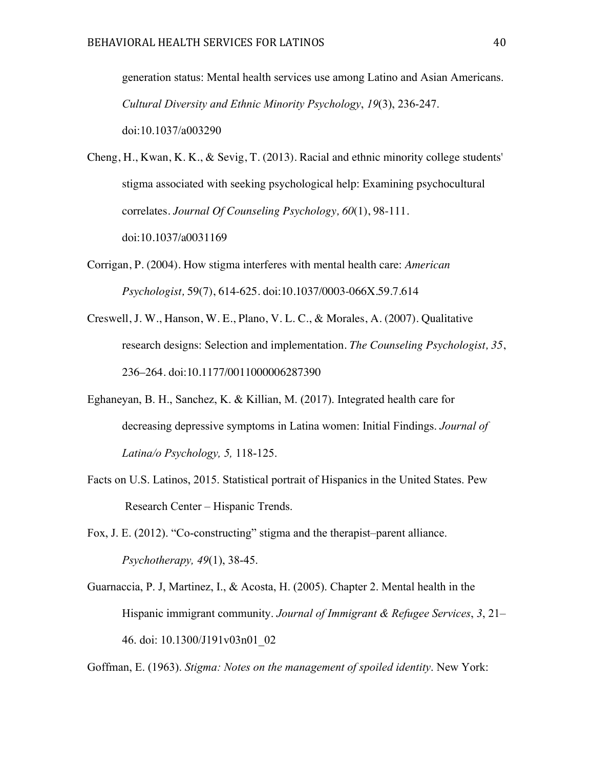generation status: Mental health services use among Latino and Asian Americans. *Cultural Diversity and Ethnic Minority Psychology*, *19*(3), 236-247. doi:10.1037/a003290

Cheng, H., Kwan, K. K., & Sevig, T. (2013). Racial and ethnic minority college students' stigma associated with seeking psychological help: Examining psychocultural correlates. *Journal Of Counseling Psychology, 60*(1), 98-111. doi:10.1037/a0031169

Corrigan, P. (2004). How stigma interferes with mental health care: *American Psychologist,* 59(7), 614-625. doi:10.1037/0003-066X.59.7.614

Creswell, J. W., Hanson, W. E., Plano, V. L. C., & Morales, A. (2007). Qualitative research designs: Selection and implementation. *The Counseling Psychologist, 35*, 236–264. doi:10.1177/0011000006287390

Eghaneyan, B. H., Sanchez, K. & Killian, M. (2017). Integrated health care for decreasing depressive symptoms in Latina women: Initial Findings. *Journal of Latina/o Psychology, 5,* 118-125.

Facts on U.S. Latinos, 2015. Statistical portrait of Hispanics in the United States. Pew Research Center – Hispanic Trends.

Fox, J. E. (2012). "Co-constructing" stigma and the therapist–parent alliance. *Psychotherapy, 49*(1), 38-45.

Guarnaccia, P. J, Martinez, I., & Acosta, H. (2005). Chapter 2. Mental health in the Hispanic immigrant community. *Journal of Immigrant & Refugee Services*, *3*, 21–46. doi: 10.1300/J191v03n01_02

Goffman, E. (1963). *Stigma: Notes on the management of spoiled identity*. New York: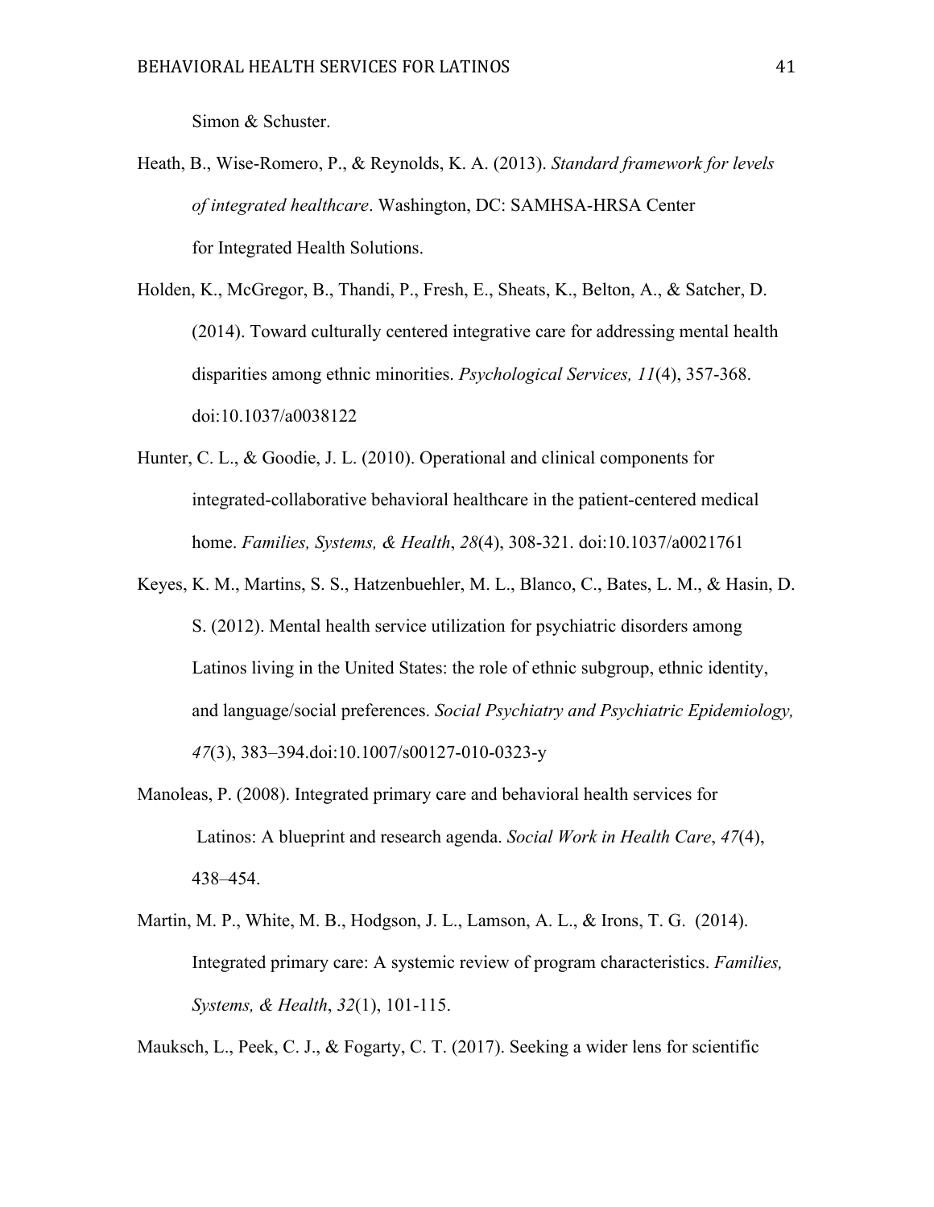Simon & Schuster.

Heath, B., Wise-Romero, P., & Reynolds, K. A. (2013). *Standard framework for levels of integrated healthcare*. Washington, DC: SAMHSA-HRSA Center for Integrated Health Solutions.

Holden, K., McGregor, B., Thandi, P., Fresh, E., Sheats, K., Belton, A., & Satcher, D. (2014). Toward culturally centered integrative care for addressing mental health disparities among ethnic minorities. *Psychological Services, 11*(4), 357-368. doi:10.1037/a0038122

Hunter, C. L., & Goodie, J. L. (2010). Operational and clinical components for integrated-collaborative behavioral healthcare in the patient-centered medical home. *Families, Systems, & Health*, *28*(4), 308-321. doi:10.1037/a0021761

Keyes, K. M., Martins, S. S., Hatzenbuehler, M. L., Blanco, C., Bates, L. M., & Hasin, D. S. (2012). Mental health service utilization for psychiatric disorders among Latinos living in the United States: the role of ethnic subgroup, ethnic identity, and language/social preferences. *Social Psychiatry and Psychiatric Epidemiology, 47*(3), 383–394.doi:10.1007/s00127-010-0323-y

Manoleas, P. (2008). Integrated primary care and behavioral health services for Latinos: A blueprint and research agenda. *Social Work in Health Care*, *47*(4), 438–454.

Martin, M. P., White, M. B., Hodgson, J. L., Lamson, A. L., & Irons, T. G. (2014). Integrated primary care: A systemic review of program characteristics. *Families, Systems, & Health*, *32*(1), 101-115.

Mauksch, L., Peek, C. J., & Fogarty, C. T. (2017). Seeking a wider lens for scientific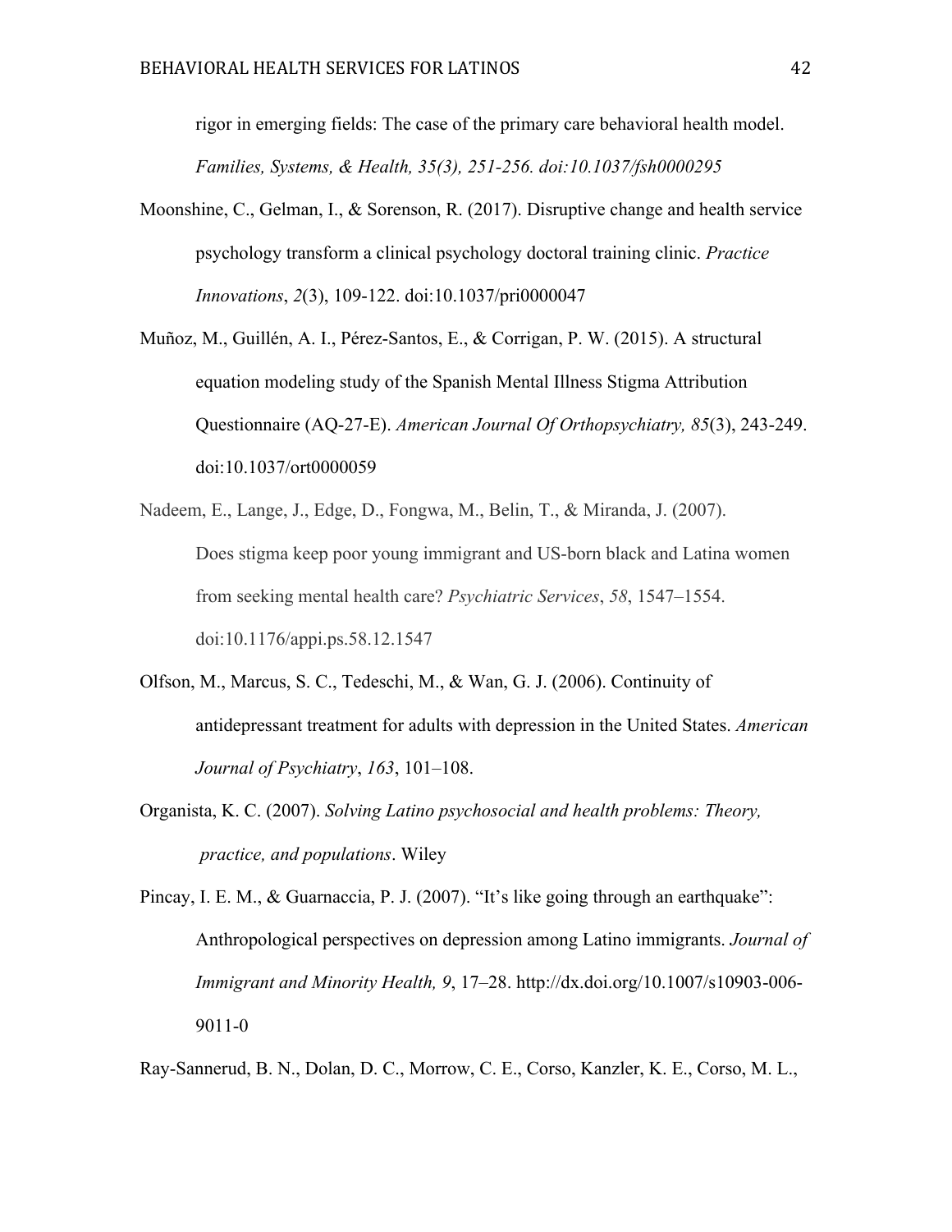rigor in emerging fields: The case of the primary care behavioral health model. *Families, Systems, & Health, 35(3), 251-256. doi:10.1037/fsh0000295*

Moonshine, C., Gelman, I., & Sorenson, R. (2017). Disruptive change and health service psychology transform a clinical psychology doctoral training clinic. *Practice Innovations*, *2*(3), 109-122. doi:10.1037/pri0000047

Muñoz, M., Guillén, A. I., Pérez-Santos, E., & Corrigan, P. W. (2015). A structural equation modeling study of the Spanish Mental Illness Stigma Attribution Questionnaire (AQ-27-E). *American Journal Of Orthopsychiatry, 85*(3), 243-249. doi:10.1037/ort0000059

Nadeem, E., Lange, J., Edge, D., Fongwa, M., Belin, T., & Miranda, J. (2007). Does stigma keep poor young immigrant and US-born black and Latina women from seeking mental health care? *Psychiatric Services*, *58*, 1547–1554. doi:10.1176/appi.ps.58.12.1547

Olfson, M., Marcus, S. C., Tedeschi, M., & Wan, G. J. (2006). Continuity of antidepressant treatment for adults with depression in the United States. *American Journal of Psychiatry*, *163*, 101–108.

Organista, K. C. (2007). *Solving Latino psychosocial and health problems: Theory, practice, and populations*. Wiley

Pincay, I. E. M., & Guarnaccia, P. J. (2007). "It's like going through an earthquake": Anthropological perspectives on depression among Latino immigrants. *Journal of Immigrant and Minority Health, 9*, 17–28. http://dx.doi.org/10.1007/s10903-006-9011-0

Ray-Sannerud, B. N., Dolan, D. C., Morrow, C. E., Corso, Kanzler, K. E., Corso, M. L.,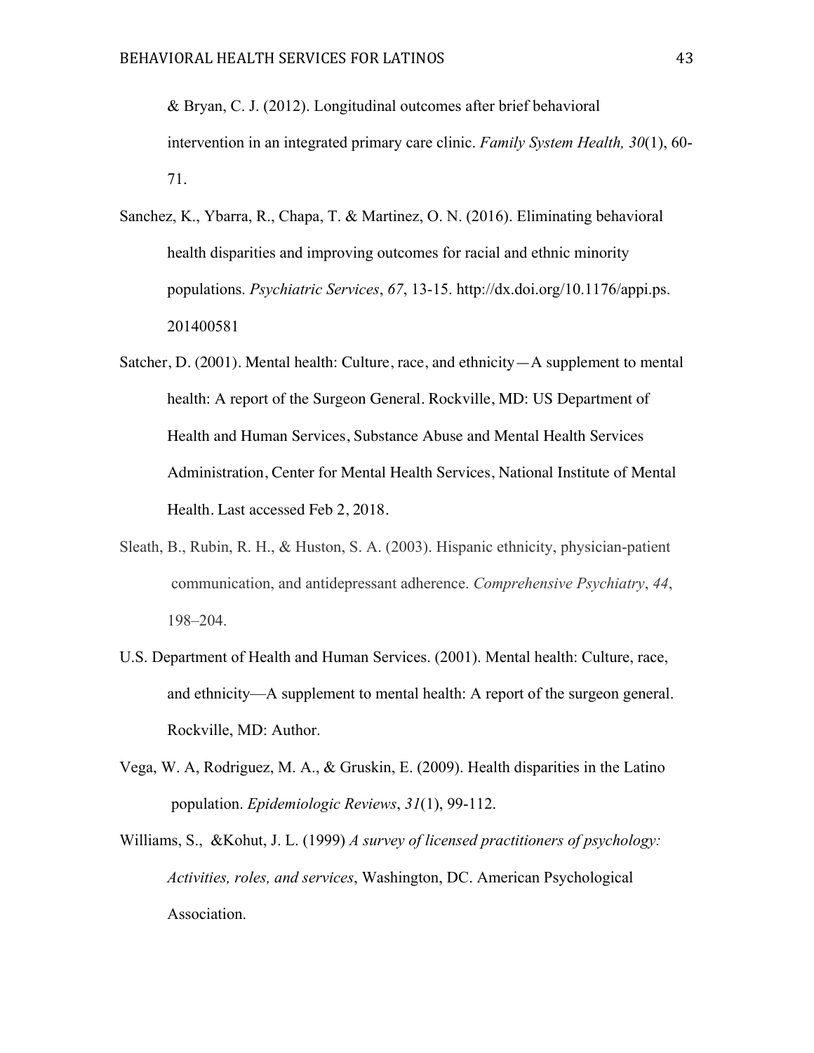& Bryan, C. J. (2012). Longitudinal outcomes after brief behavioral intervention in an integrated primary care clinic. *Family System Health, 30*(1), 60-71.

Sanchez, K., Ybarra, R., Chapa, T. & Martinez, O. N. (2016). Eliminating behavioral health disparities and improving outcomes for racial and ethnic minority populations. *Psychiatric Services*, *67*, 13-15. http://dx.doi.org/10.1176/appi.ps.201400581

Satcher, D. (2001). Mental health: Culture, race, and ethnicity—A supplement to mental health: A report of the Surgeon General. Rockville, MD: US Department of Health and Human Services, Substance Abuse and Mental Health Services Administration, Center for Mental Health Services, National Institute of Mental Health. Last accessed Feb 2, 2018.

Sleath, B., Rubin, R. H., & Huston, S. A. (2003). Hispanic ethnicity, physician-patient communication, and antidepressant adherence. *Comprehensive Psychiatry*, *44*, 198–204.

U.S. Department of Health and Human Services. (2001). Mental health: Culture, race, and ethnicity—A supplement to mental health: A report of the surgeon general. Rockville, MD: Author.

Vega, W. A, Rodriguez, M. A., & Gruskin, E. (2009). Health disparities in the Latino population. *Epidemiologic Reviews*, *31*(1), 99-112.

Williams, S., &Kohut, J. L. (1999) *A survey of licensed practitioners of psychology: Activities, roles, and services*, Washington, DC. American Psychological Association.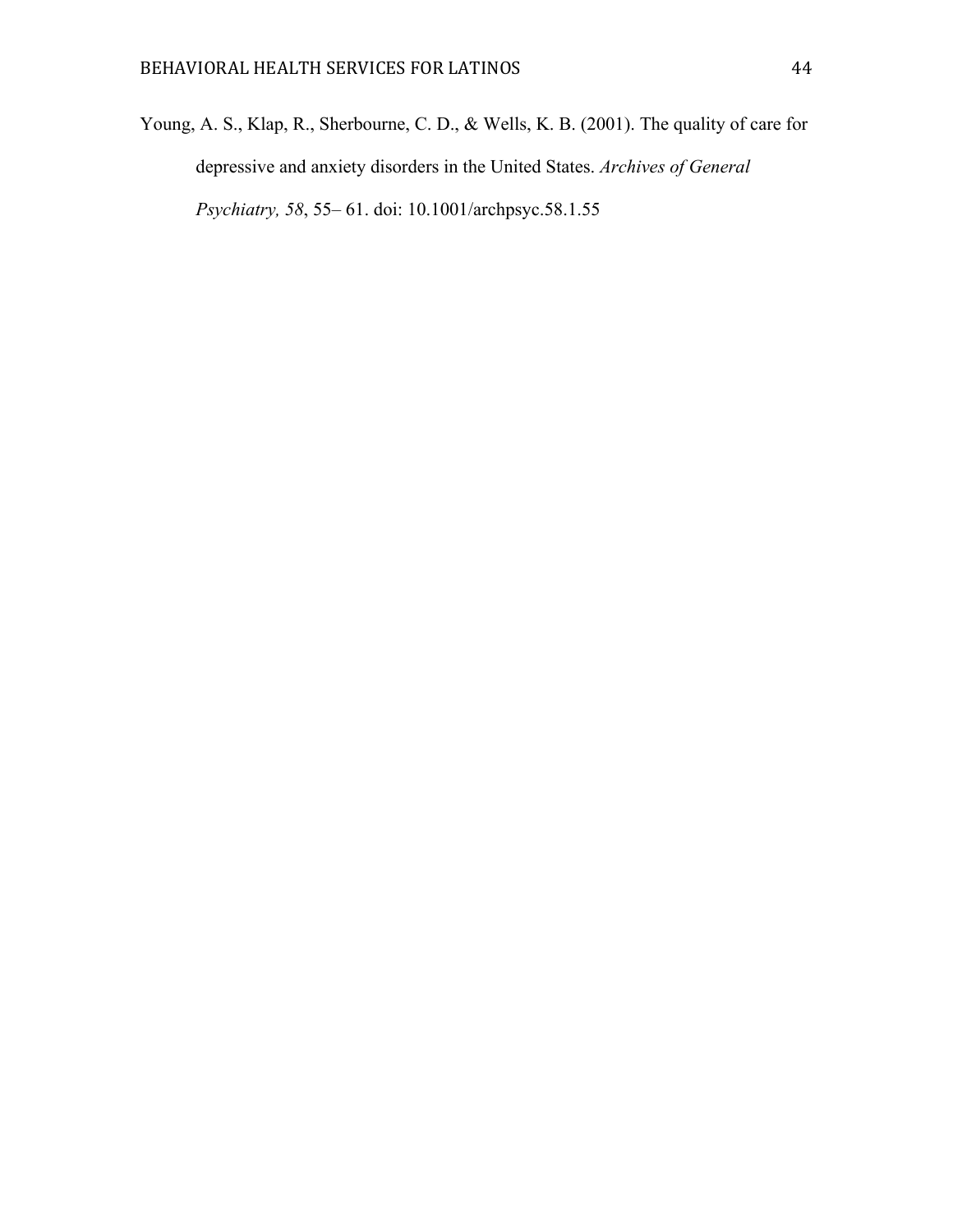Young, A. S., Klap, R., Sherbourne, C. D., & Wells, K. B. (2001). The quality of care for depressive and anxiety disorders in the United States. *Archives of General Psychiatry, 58*, 55– 61. doi: 10.1001/archpsyc.58.1.55